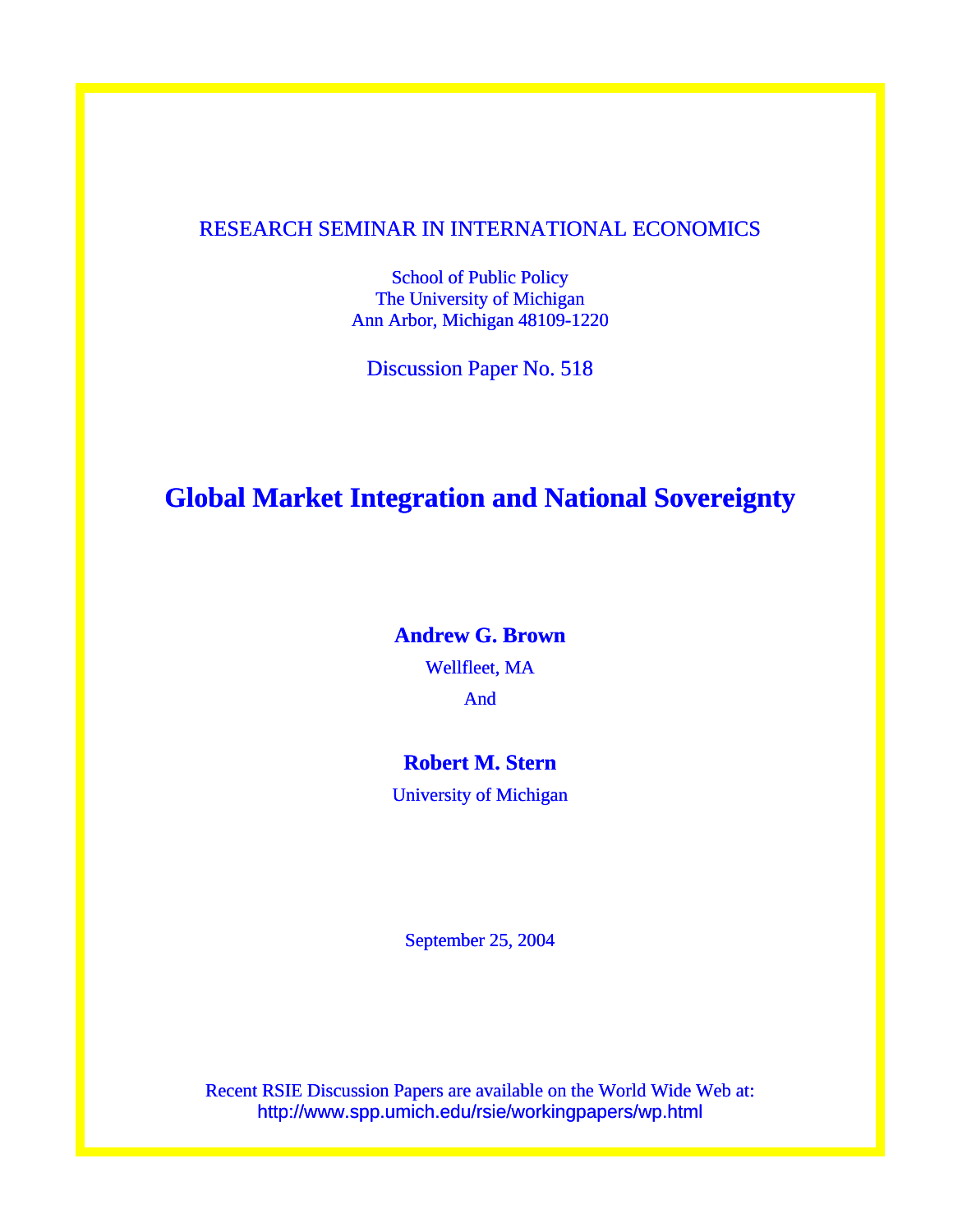RESEARCH SEMINAR IN INTERNATIONAL ECONOMICS

School of Public Policy
The University of Michigan
Ann Arbor, Michigan 48109-1220

Discussion Paper No. 518

# Global Market Integration and National Sovereignty

**Andrew G. Brown**

Wellfleet, MA

And

**Robert M. Stern**

University of Michigan

September 25, 2004

Recent RSIE Discussion Papers are available on the World Wide Web at:
http://www.spp.umich.edu/rsie/workingpapers/wp.html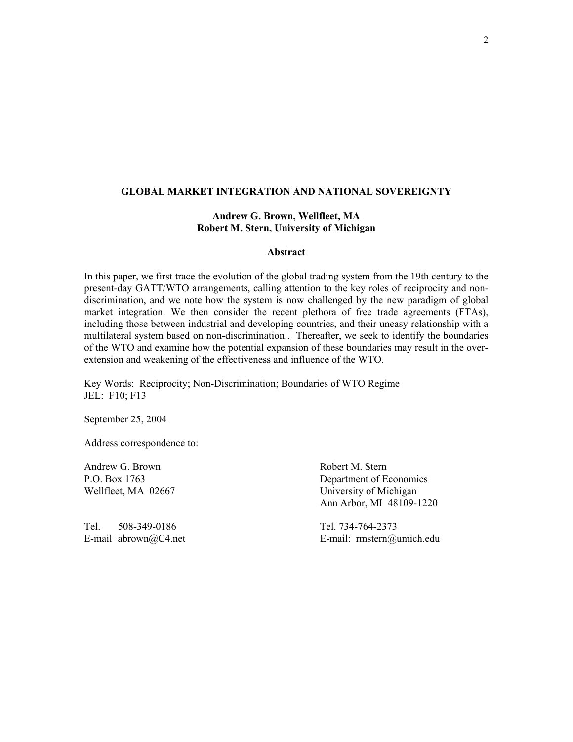# GLOBAL MARKET INTEGRATION AND NATIONAL SOVEREIGNTY

**Andrew G. Brown, Wellfleet, MA**
**Robert M. Stern, University of Michigan**

## Abstract

In this paper, we first trace the evolution of the global trading system from the 19th century to the present-day GATT/WTO arrangements, calling attention to the key roles of reciprocity and non-discrimination, and we note how the system is now challenged by the new paradigm of global market integration. We then consider the recent plethora of free trade agreements (FTAs), including those between industrial and developing countries, and their uneasy relationship with a multilateral system based on non-discrimination.. Thereafter, we seek to identify the boundaries of the WTO and examine how the potential expansion of these boundaries may result in the over-extension and weakening of the effectiveness and influence of the WTO.

Key Words: Reciprocity; Non-Discrimination; Boundaries of WTO Regime
JEL: F10; F13

September 25, 2004

Address correspondence to:

Andrew G. Brown
P.O. Box 1763
Wellfleet, MA 02667

Tel. 508-349-0186
E-mail abrown@C4.net

Robert M. Stern
Department of Economics
University of Michigan
Ann Arbor, MI 48109-1220

Tel. 734-764-2373
E-mail: rmstern@umich.edu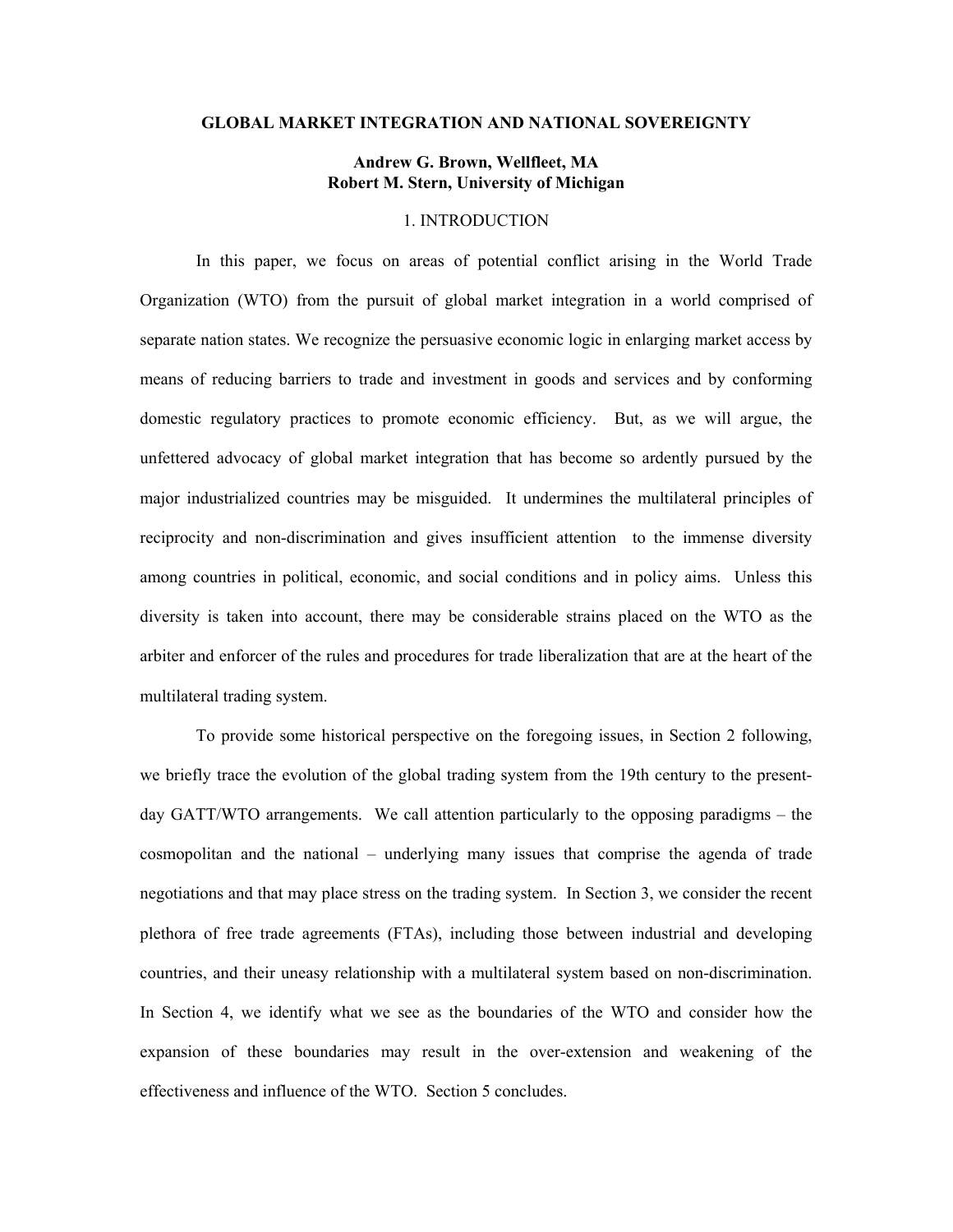# GLOBAL MARKET INTEGRATION AND NATIONAL SOVEREIGNTY

**Andrew G. Brown, Wellfleet, MA**
**Robert M. Stern, University of Michigan**

## 1. INTRODUCTION

In this paper, we focus on areas of potential conflict arising in the World Trade Organization (WTO) from the pursuit of global market integration in a world comprised of separate nation states. We recognize the persuasive economic logic in enlarging market access by means of reducing barriers to trade and investment in goods and services and by conforming domestic regulatory practices to promote economic efficiency. But, as we will argue, the unfettered advocacy of global market integration that has become so ardently pursued by the major industrialized countries may be misguided. It undermines the multilateral principles of reciprocity and non-discrimination and gives insufficient attention to the immense diversity among countries in political, economic, and social conditions and in policy aims. Unless this diversity is taken into account, there may be considerable strains placed on the WTO as the arbiter and enforcer of the rules and procedures for trade liberalization that are at the heart of the multilateral trading system.

To provide some historical perspective on the foregoing issues, in Section 2 following, we briefly trace the evolution of the global trading system from the 19th century to the present-day GATT/WTO arrangements. We call attention particularly to the opposing paradigms – the cosmopolitan and the national – underlying many issues that comprise the agenda of trade negotiations and that may place stress on the trading system. In Section 3, we consider the recent plethora of free trade agreements (FTAs), including those between industrial and developing countries, and their uneasy relationship with a multilateral system based on non-discrimination. In Section 4, we identify what we see as the boundaries of the WTO and consider how the expansion of these boundaries may result in the over-extension and weakening of the effectiveness and influence of the WTO. Section 5 concludes.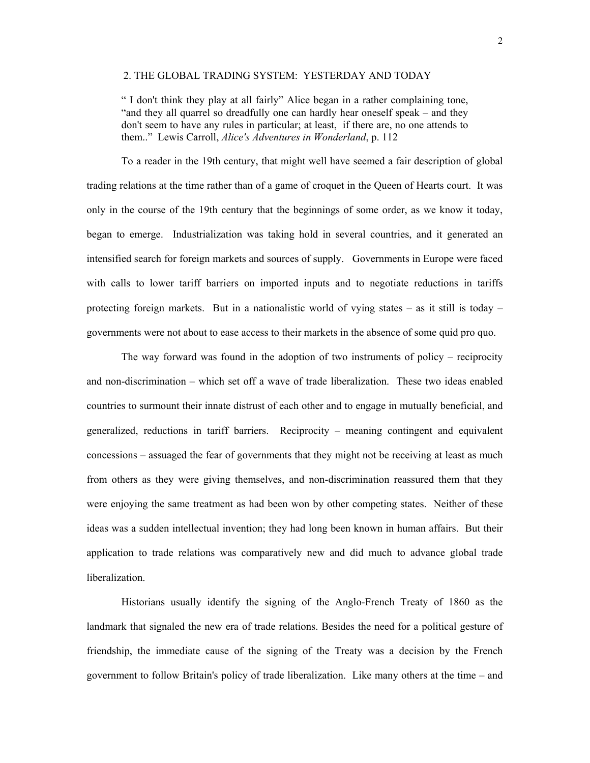## 2. THE GLOBAL TRADING SYSTEM: YESTERDAY AND TODAY

> " I don't think they play at all fairly" Alice began in a rather complaining tone, "and they all quarrel so dreadfully one can hardly hear oneself speak – and they don't seem to have any rules in particular; at least, if there are, no one attends to them.." Lewis Carroll, *Alice's Adventures in Wonderland*, p. 112

To a reader in the 19th century, that might well have seemed a fair description of global trading relations at the time rather than of a game of croquet in the Queen of Hearts court. It was only in the course of the 19th century that the beginnings of some order, as we know it today, began to emerge. Industrialization was taking hold in several countries, and it generated an intensified search for foreign markets and sources of supply. Governments in Europe were faced with calls to lower tariff barriers on imported inputs and to negotiate reductions in tariffs protecting foreign markets. But in a nationalistic world of vying states – as it still is today – governments were not about to ease access to their markets in the absence of some quid pro quo.

The way forward was found in the adoption of two instruments of policy – reciprocity and non-discrimination – which set off a wave of trade liberalization. These two ideas enabled countries to surmount their innate distrust of each other and to engage in mutually beneficial, and generalized, reductions in tariff barriers. Reciprocity – meaning contingent and equivalent concessions – assuaged the fear of governments that they might not be receiving at least as much from others as they were giving themselves, and non-discrimination reassured them that they were enjoying the same treatment as had been won by other competing states. Neither of these ideas was a sudden intellectual invention; they had long been known in human affairs. But their application to trade relations was comparatively new and did much to advance global trade liberalization.

Historians usually identify the signing of the Anglo-French Treaty of 1860 as the landmark that signaled the new era of trade relations. Besides the need for a political gesture of friendship, the immediate cause of the signing of the Treaty was a decision by the French government to follow Britain's policy of trade liberalization. Like many others at the time – and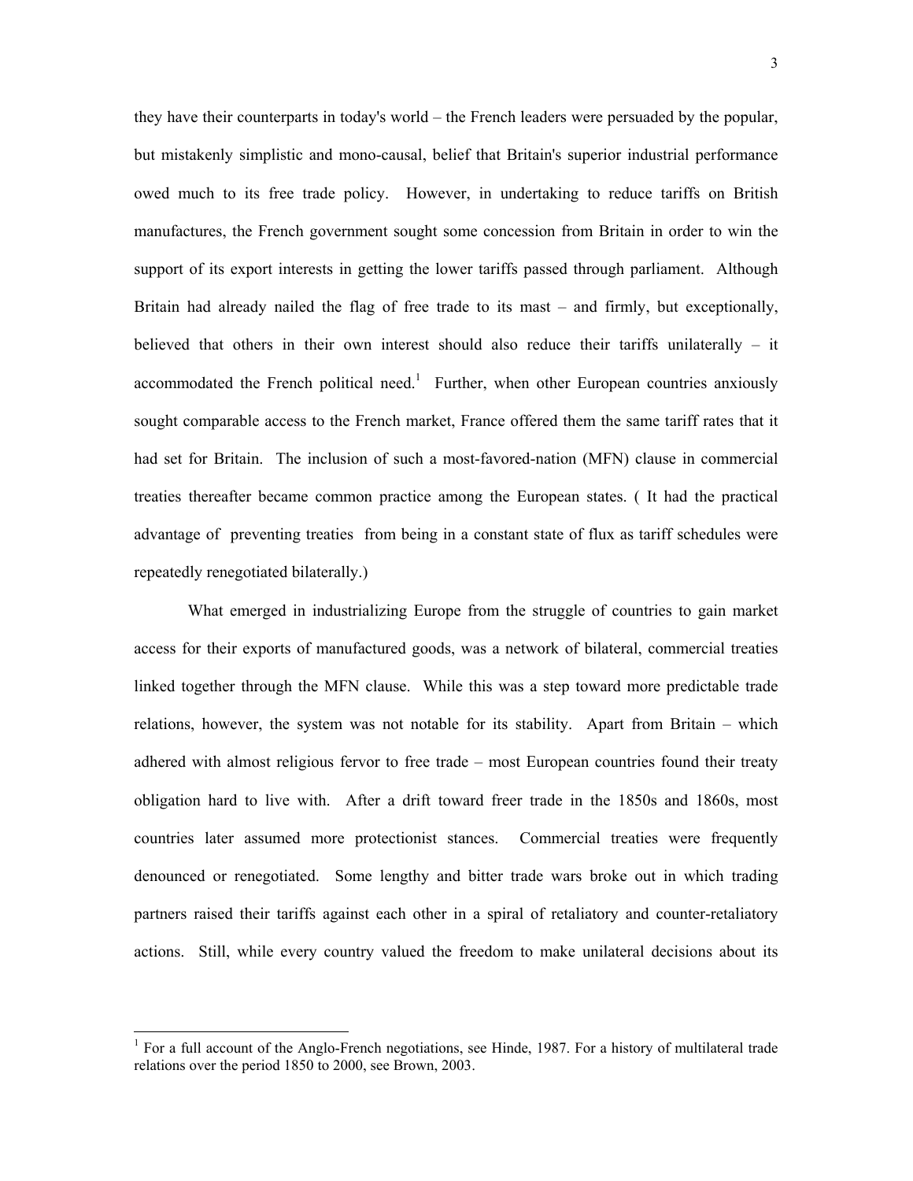they have their counterparts in today's world – the French leaders were persuaded by the popular, but mistakenly simplistic and mono-causal, belief that Britain's superior industrial performance owed much to its free trade policy. However, in undertaking to reduce tariffs on British manufactures, the French government sought some concession from Britain in order to win the support of its export interests in getting the lower tariffs passed through parliament. Although Britain had already nailed the flag of free trade to its mast – and firmly, but exceptionally, believed that others in their own interest should also reduce their tariffs unilaterally – it accommodated the French political need.[1] Further, when other European countries anxiously sought comparable access to the French market, France offered them the same tariff rates that it had set for Britain. The inclusion of such a most-favored-nation (MFN) clause in commercial treaties thereafter became common practice among the European states. ( It had the practical advantage of preventing treaties from being in a constant state of flux as tariff schedules were repeatedly renegotiated bilaterally.)

What emerged in industrializing Europe from the struggle of countries to gain market access for their exports of manufactured goods, was a network of bilateral, commercial treaties linked together through the MFN clause. While this was a step toward more predictable trade relations, however, the system was not notable for its stability. Apart from Britain – which adhered with almost religious fervor to free trade – most European countries found their treaty obligation hard to live with. After a drift toward freer trade in the 1850s and 1860s, most countries later assumed more protectionist stances. Commercial treaties were frequently denounced or renegotiated. Some lengthy and bitter trade wars broke out in which trading partners raised their tariffs against each other in a spiral of retaliatory and counter-retaliatory actions. Still, while every country valued the freedom to make unilateral decisions about its

[1] For a full account of the Anglo-French negotiations, see Hinde, 1987. For a history of multilateral trade relations over the period 1850 to 2000, see Brown, 2003.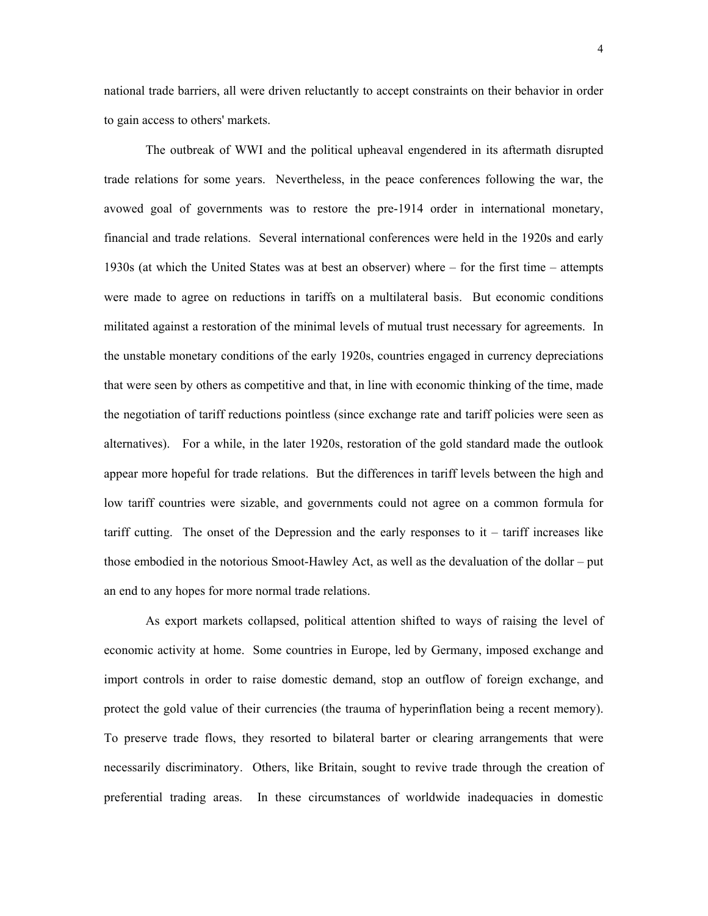national trade barriers, all were driven reluctantly to accept constraints on their behavior in order to gain access to others' markets.

The outbreak of WWI and the political upheaval engendered in its aftermath disrupted trade relations for some years. Nevertheless, in the peace conferences following the war, the avowed goal of governments was to restore the pre-1914 order in international monetary, financial and trade relations. Several international conferences were held in the 1920s and early 1930s (at which the United States was at best an observer) where – for the first time – attempts were made to agree on reductions in tariffs on a multilateral basis. But economic conditions militated against a restoration of the minimal levels of mutual trust necessary for agreements. In the unstable monetary conditions of the early 1920s, countries engaged in currency depreciations that were seen by others as competitive and that, in line with economic thinking of the time, made the negotiation of tariff reductions pointless (since exchange rate and tariff policies were seen as alternatives). For a while, in the later 1920s, restoration of the gold standard made the outlook appear more hopeful for trade relations. But the differences in tariff levels between the high and low tariff countries were sizable, and governments could not agree on a common formula for tariff cutting. The onset of the Depression and the early responses to it – tariff increases like those embodied in the notorious Smoot-Hawley Act, as well as the devaluation of the dollar – put an end to any hopes for more normal trade relations.

As export markets collapsed, political attention shifted to ways of raising the level of economic activity at home. Some countries in Europe, led by Germany, imposed exchange and import controls in order to raise domestic demand, stop an outflow of foreign exchange, and protect the gold value of their currencies (the trauma of hyperinflation being a recent memory). To preserve trade flows, they resorted to bilateral barter or clearing arrangements that were necessarily discriminatory. Others, like Britain, sought to revive trade through the creation of preferential trading areas. In these circumstances of worldwide inadequacies in domestic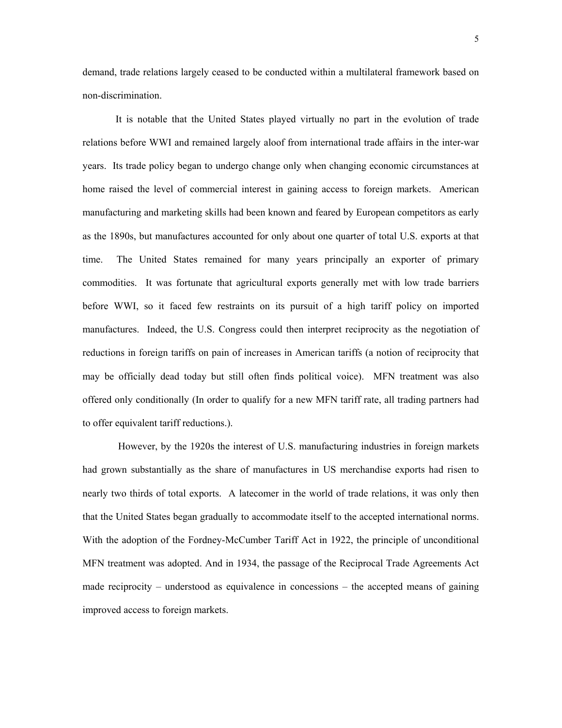demand, trade relations largely ceased to be conducted within a multilateral framework based on non-discrimination.

It is notable that the United States played virtually no part in the evolution of trade relations before WWI and remained largely aloof from international trade affairs in the inter-war years. Its trade policy began to undergo change only when changing economic circumstances at home raised the level of commercial interest in gaining access to foreign markets. American manufacturing and marketing skills had been known and feared by European competitors as early as the 1890s, but manufactures accounted for only about one quarter of total U.S. exports at that time. The United States remained for many years principally an exporter of primary commodities. It was fortunate that agricultural exports generally met with low trade barriers before WWI, so it faced few restraints on its pursuit of a high tariff policy on imported manufactures. Indeed, the U.S. Congress could then interpret reciprocity as the negotiation of reductions in foreign tariffs on pain of increases in American tariffs (a notion of reciprocity that may be officially dead today but still often finds political voice). MFN treatment was also offered only conditionally (In order to qualify for a new MFN tariff rate, all trading partners had to offer equivalent tariff reductions.).

However, by the 1920s the interest of U.S. manufacturing industries in foreign markets had grown substantially as the share of manufactures in US merchandise exports had risen to nearly two thirds of total exports. A latecomer in the world of trade relations, it was only then that the United States began gradually to accommodate itself to the accepted international norms. With the adoption of the Fordney-McCumber Tariff Act in 1922, the principle of unconditional MFN treatment was adopted. And in 1934, the passage of the Reciprocal Trade Agreements Act made reciprocity – understood as equivalence in concessions – the accepted means of gaining improved access to foreign markets.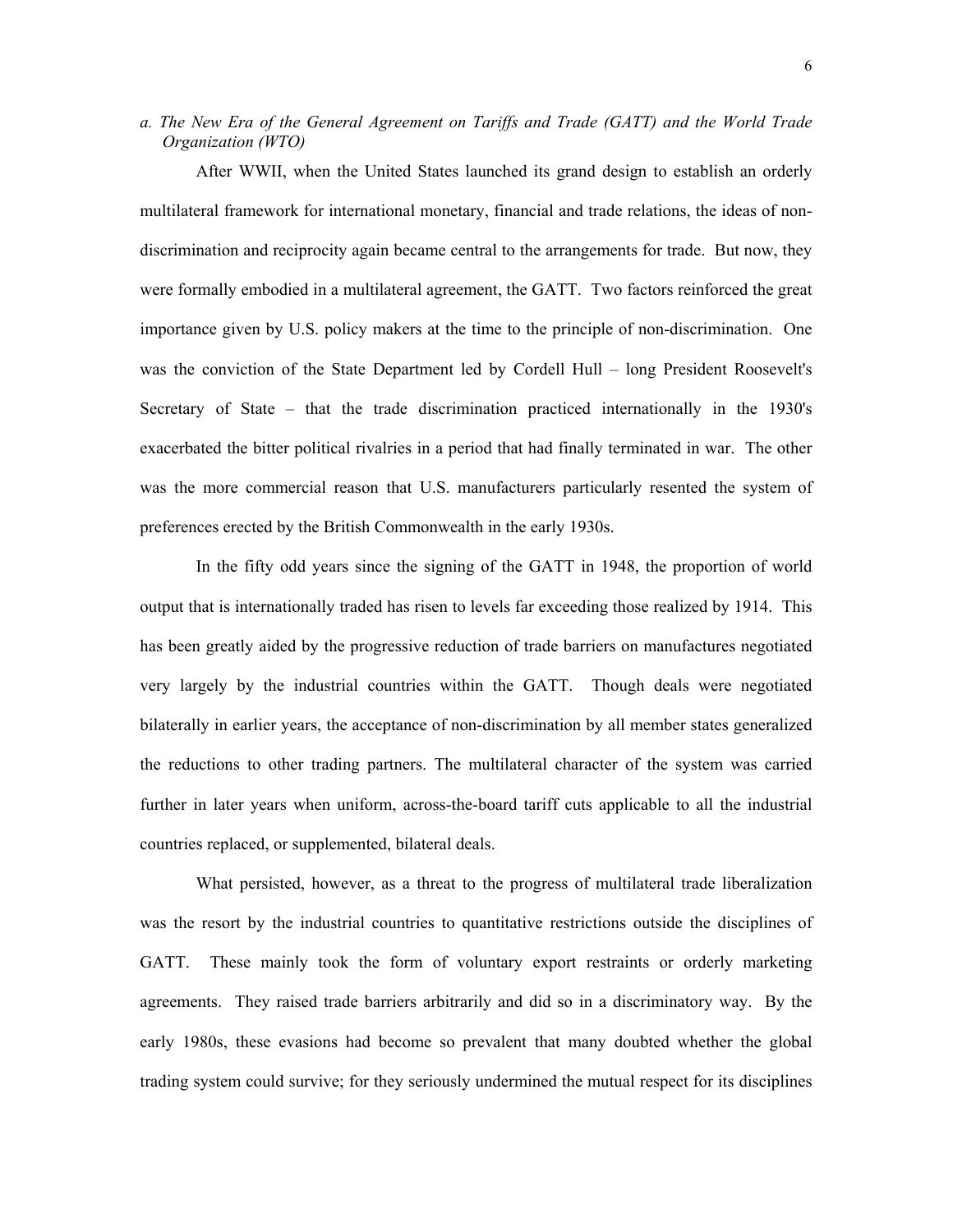*a. The New Era of the General Agreement on Tariffs and Trade (GATT) and the World Trade Organization (WTO)*

After WWII, when the United States launched its grand design to establish an orderly multilateral framework for international monetary, financial and trade relations, the ideas of non-discrimination and reciprocity again became central to the arrangements for trade. But now, they were formally embodied in a multilateral agreement, the GATT. Two factors reinforced the great importance given by U.S. policy makers at the time to the principle of non-discrimination. One was the conviction of the State Department led by Cordell Hull – long President Roosevelt's Secretary of State – that the trade discrimination practiced internationally in the 1930's exacerbated the bitter political rivalries in a period that had finally terminated in war. The other was the more commercial reason that U.S. manufacturers particularly resented the system of preferences erected by the British Commonwealth in the early 1930s.

In the fifty odd years since the signing of the GATT in 1948, the proportion of world output that is internationally traded has risen to levels far exceeding those realized by 1914. This has been greatly aided by the progressive reduction of trade barriers on manufactures negotiated very largely by the industrial countries within the GATT. Though deals were negotiated bilaterally in earlier years, the acceptance of non-discrimination by all member states generalized the reductions to other trading partners. The multilateral character of the system was carried further in later years when uniform, across-the-board tariff cuts applicable to all the industrial countries replaced, or supplemented, bilateral deals.

What persisted, however, as a threat to the progress of multilateral trade liberalization was the resort by the industrial countries to quantitative restrictions outside the disciplines of GATT. These mainly took the form of voluntary export restraints or orderly marketing agreements. They raised trade barriers arbitrarily and did so in a discriminatory way. By the early 1980s, these evasions had become so prevalent that many doubted whether the global trading system could survive; for they seriously undermined the mutual respect for its disciplines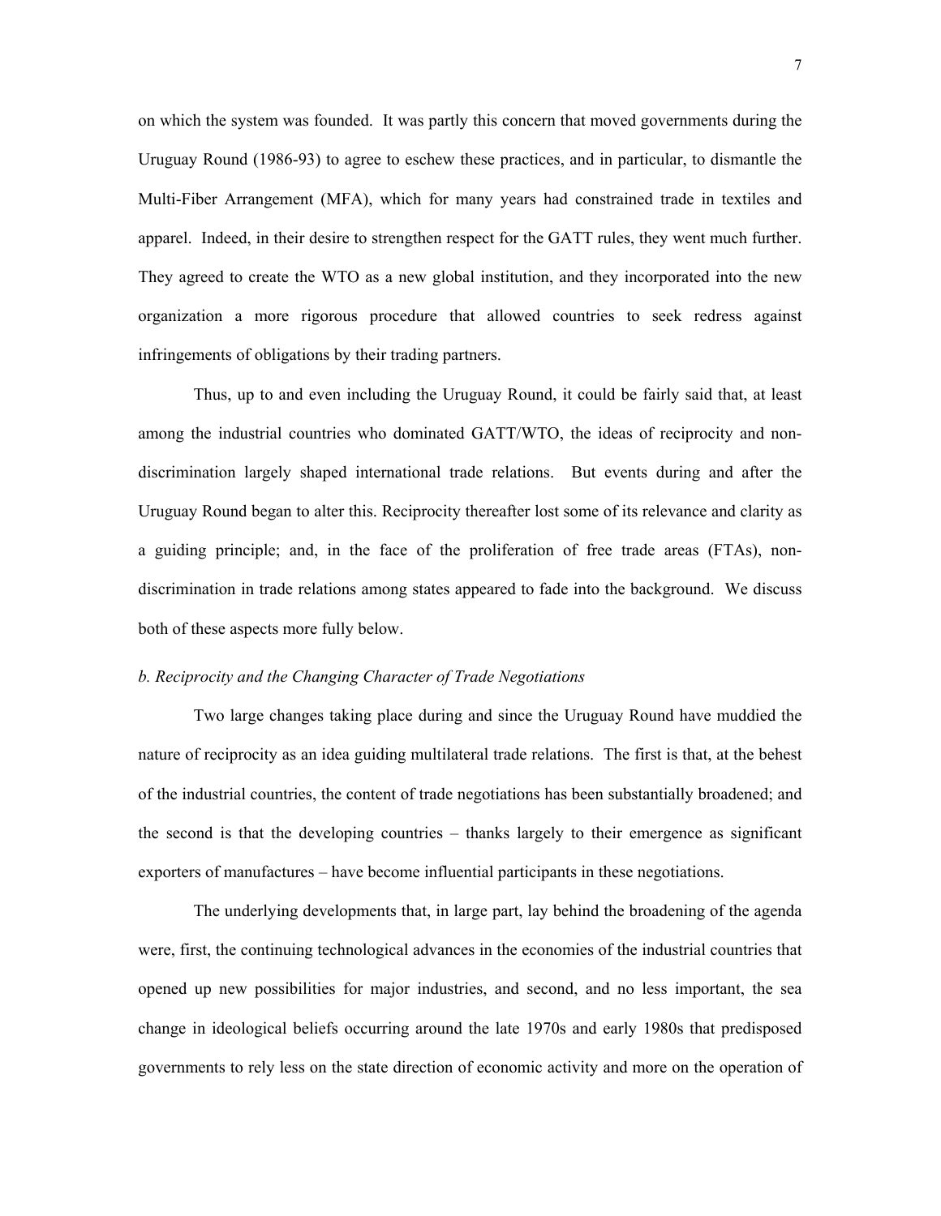on which the system was founded. It was partly this concern that moved governments during the Uruguay Round (1986-93) to agree to eschew these practices, and in particular, to dismantle the Multi-Fiber Arrangement (MFA), which for many years had constrained trade in textiles and apparel. Indeed, in their desire to strengthen respect for the GATT rules, they went much further. They agreed to create the WTO as a new global institution, and they incorporated into the new organization a more rigorous procedure that allowed countries to seek redress against infringements of obligations by their trading partners.

Thus, up to and even including the Uruguay Round, it could be fairly said that, at least among the industrial countries who dominated GATT/WTO, the ideas of reciprocity and non-discrimination largely shaped international trade relations. But events during and after the Uruguay Round began to alter this. Reciprocity thereafter lost some of its relevance and clarity as a guiding principle; and, in the face of the proliferation of free trade areas (FTAs), non-discrimination in trade relations among states appeared to fade into the background. We discuss both of these aspects more fully below.

*b. Reciprocity and the Changing Character of Trade Negotiations*

Two large changes taking place during and since the Uruguay Round have muddied the nature of reciprocity as an idea guiding multilateral trade relations. The first is that, at the behest of the industrial countries, the content of trade negotiations has been substantially broadened; and the second is that the developing countries – thanks largely to their emergence as significant exporters of manufactures – have become influential participants in these negotiations.

The underlying developments that, in large part, lay behind the broadening of the agenda were, first, the continuing technological advances in the economies of the industrial countries that opened up new possibilities for major industries, and second, and no less important, the sea change in ideological beliefs occurring around the late 1970s and early 1980s that predisposed governments to rely less on the state direction of economic activity and more on the operation of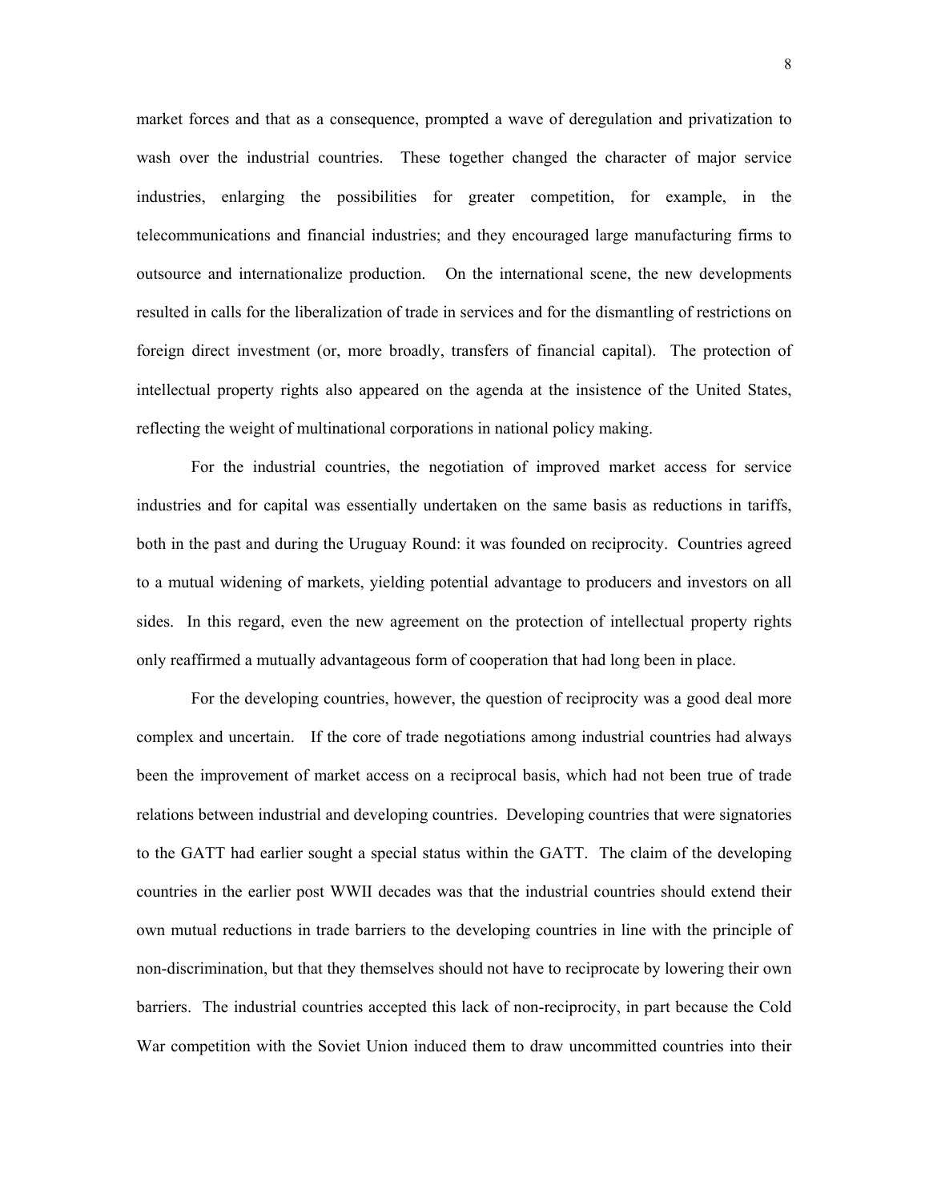market forces and that as a consequence, prompted a wave of deregulation and privatization to wash over the industrial countries. These together changed the character of major service industries, enlarging the possibilities for greater competition, for example, in the telecommunications and financial industries; and they encouraged large manufacturing firms to outsource and internationalize production. On the international scene, the new developments resulted in calls for the liberalization of trade in services and for the dismantling of restrictions on foreign direct investment (or, more broadly, transfers of financial capital). The protection of intellectual property rights also appeared on the agenda at the insistence of the United States, reflecting the weight of multinational corporations in national policy making.

For the industrial countries, the negotiation of improved market access for service industries and for capital was essentially undertaken on the same basis as reductions in tariffs, both in the past and during the Uruguay Round: it was founded on reciprocity. Countries agreed to a mutual widening of markets, yielding potential advantage to producers and investors on all sides. In this regard, even the new agreement on the protection of intellectual property rights only reaffirmed a mutually advantageous form of cooperation that had long been in place.

For the developing countries, however, the question of reciprocity was a good deal more complex and uncertain. If the core of trade negotiations among industrial countries had always been the improvement of market access on a reciprocal basis, which had not been true of trade relations between industrial and developing countries. Developing countries that were signatories to the GATT had earlier sought a special status within the GATT. The claim of the developing countries in the earlier post WWII decades was that the industrial countries should extend their own mutual reductions in trade barriers to the developing countries in line with the principle of non-discrimination, but that they themselves should not have to reciprocate by lowering their own barriers. The industrial countries accepted this lack of non-reciprocity, in part because the Cold War competition with the Soviet Union induced them to draw uncommitted countries into their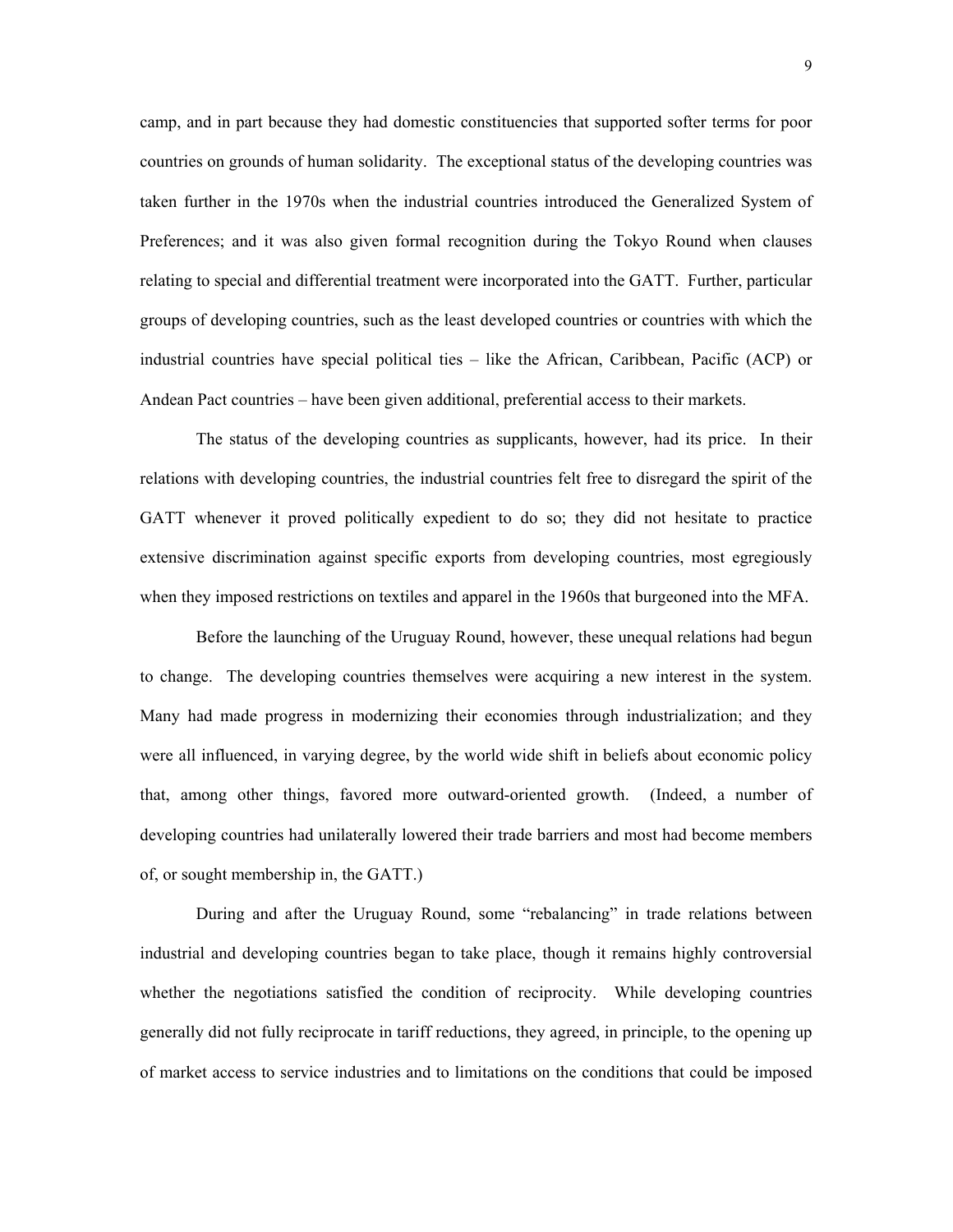camp, and in part because they had domestic constituencies that supported softer terms for poor countries on grounds of human solidarity. The exceptional status of the developing countries was taken further in the 1970s when the industrial countries introduced the Generalized System of Preferences; and it was also given formal recognition during the Tokyo Round when clauses relating to special and differential treatment were incorporated into the GATT. Further, particular groups of developing countries, such as the least developed countries or countries with which the industrial countries have special political ties – like the African, Caribbean, Pacific (ACP) or Andean Pact countries – have been given additional, preferential access to their markets.

The status of the developing countries as supplicants, however, had its price. In their relations with developing countries, the industrial countries felt free to disregard the spirit of the GATT whenever it proved politically expedient to do so; they did not hesitate to practice extensive discrimination against specific exports from developing countries, most egregiously when they imposed restrictions on textiles and apparel in the 1960s that burgeoned into the MFA.

Before the launching of the Uruguay Round, however, these unequal relations had begun to change. The developing countries themselves were acquiring a new interest in the system. Many had made progress in modernizing their economies through industrialization; and they were all influenced, in varying degree, by the world wide shift in beliefs about economic policy that, among other things, favored more outward-oriented growth. (Indeed, a number of developing countries had unilaterally lowered their trade barriers and most had become members of, or sought membership in, the GATT.)

During and after the Uruguay Round, some "rebalancing" in trade relations between industrial and developing countries began to take place, though it remains highly controversial whether the negotiations satisfied the condition of reciprocity. While developing countries generally did not fully reciprocate in tariff reductions, they agreed, in principle, to the opening up of market access to service industries and to limitations on the conditions that could be imposed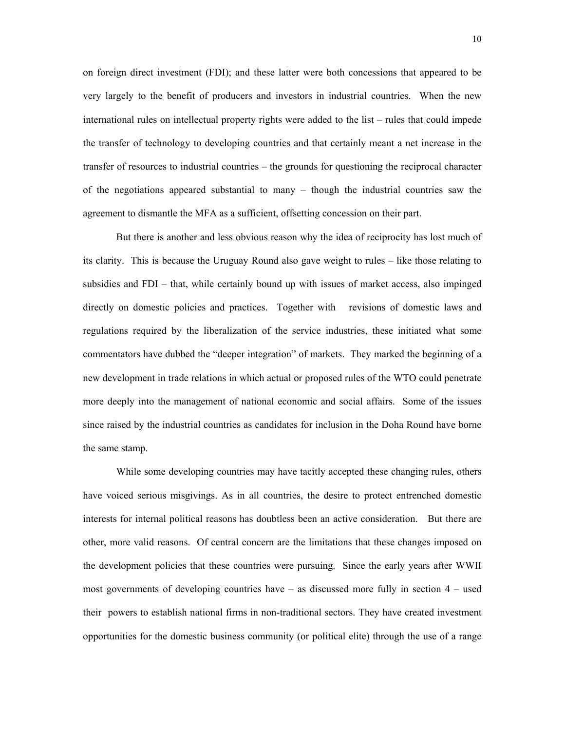on foreign direct investment (FDI); and these latter were both concessions that appeared to be very largely to the benefit of producers and investors in industrial countries. When the new international rules on intellectual property rights were added to the list – rules that could impede the transfer of technology to developing countries and that certainly meant a net increase in the transfer of resources to industrial countries – the grounds for questioning the reciprocal character of the negotiations appeared substantial to many – though the industrial countries saw the agreement to dismantle the MFA as a sufficient, offsetting concession on their part.

But there is another and less obvious reason why the idea of reciprocity has lost much of its clarity. This is because the Uruguay Round also gave weight to rules – like those relating to subsidies and FDI – that, while certainly bound up with issues of market access, also impinged directly on domestic policies and practices. Together with revisions of domestic laws and regulations required by the liberalization of the service industries, these initiated what some commentators have dubbed the "deeper integration" of markets. They marked the beginning of a new development in trade relations in which actual or proposed rules of the WTO could penetrate more deeply into the management of national economic and social affairs. Some of the issues since raised by the industrial countries as candidates for inclusion in the Doha Round have borne the same stamp.

While some developing countries may have tacitly accepted these changing rules, others have voiced serious misgivings. As in all countries, the desire to protect entrenched domestic interests for internal political reasons has doubtless been an active consideration. But there are other, more valid reasons. Of central concern are the limitations that these changes imposed on the development policies that these countries were pursuing. Since the early years after WWII most governments of developing countries have – as discussed more fully in section 4 – used their powers to establish national firms in non-traditional sectors. They have created investment opportunities for the domestic business community (or political elite) through the use of a range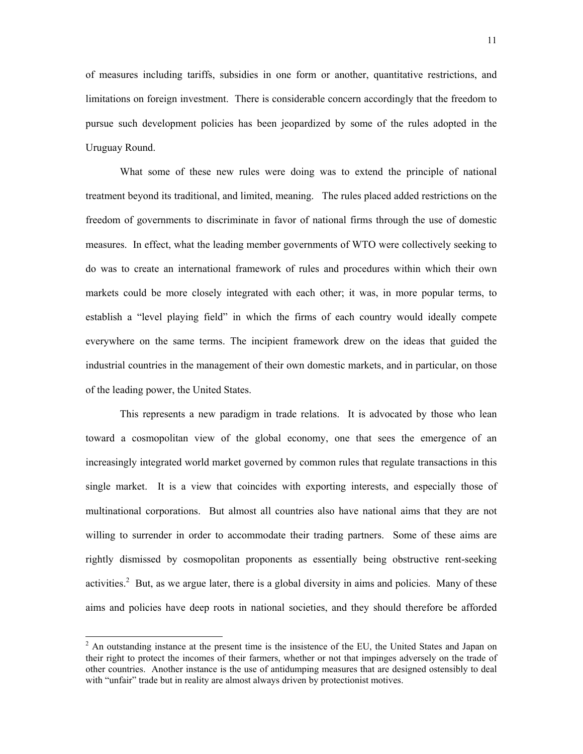of measures including tariffs, subsidies in one form or another, quantitative restrictions, and limitations on foreign investment. There is considerable concern accordingly that the freedom to pursue such development policies has been jeopardized by some of the rules adopted in the Uruguay Round.

What some of these new rules were doing was to extend the principle of national treatment beyond its traditional, and limited, meaning. The rules placed added restrictions on the freedom of governments to discriminate in favor of national firms through the use of domestic measures. In effect, what the leading member governments of WTO were collectively seeking to do was to create an international framework of rules and procedures within which their own markets could be more closely integrated with each other; it was, in more popular terms, to establish a "level playing field" in which the firms of each country would ideally compete everywhere on the same terms. The incipient framework drew on the ideas that guided the industrial countries in the management of their own domestic markets, and in particular, on those of the leading power, the United States.

This represents a new paradigm in trade relations. It is advocated by those who lean toward a cosmopolitan view of the global economy, one that sees the emergence of an increasingly integrated world market governed by common rules that regulate transactions in this single market. It is a view that coincides with exporting interests, and especially those of multinational corporations. But almost all countries also have national aims that they are not willing to surrender in order to accommodate their trading partners. Some of these aims are rightly dismissed by cosmopolitan proponents as essentially being obstructive rent-seeking activities.[2] But, as we argue later, there is a global diversity in aims and policies. Many of these aims and policies have deep roots in national societies, and they should therefore be afforded

[2] An outstanding instance at the present time is the insistence of the EU, the United States and Japan on their right to protect the incomes of their farmers, whether or not that impinges adversely on the trade of other countries. Another instance is the use of antidumping measures that are designed ostensibly to deal with "unfair" trade but in reality are almost always driven by protectionist motives.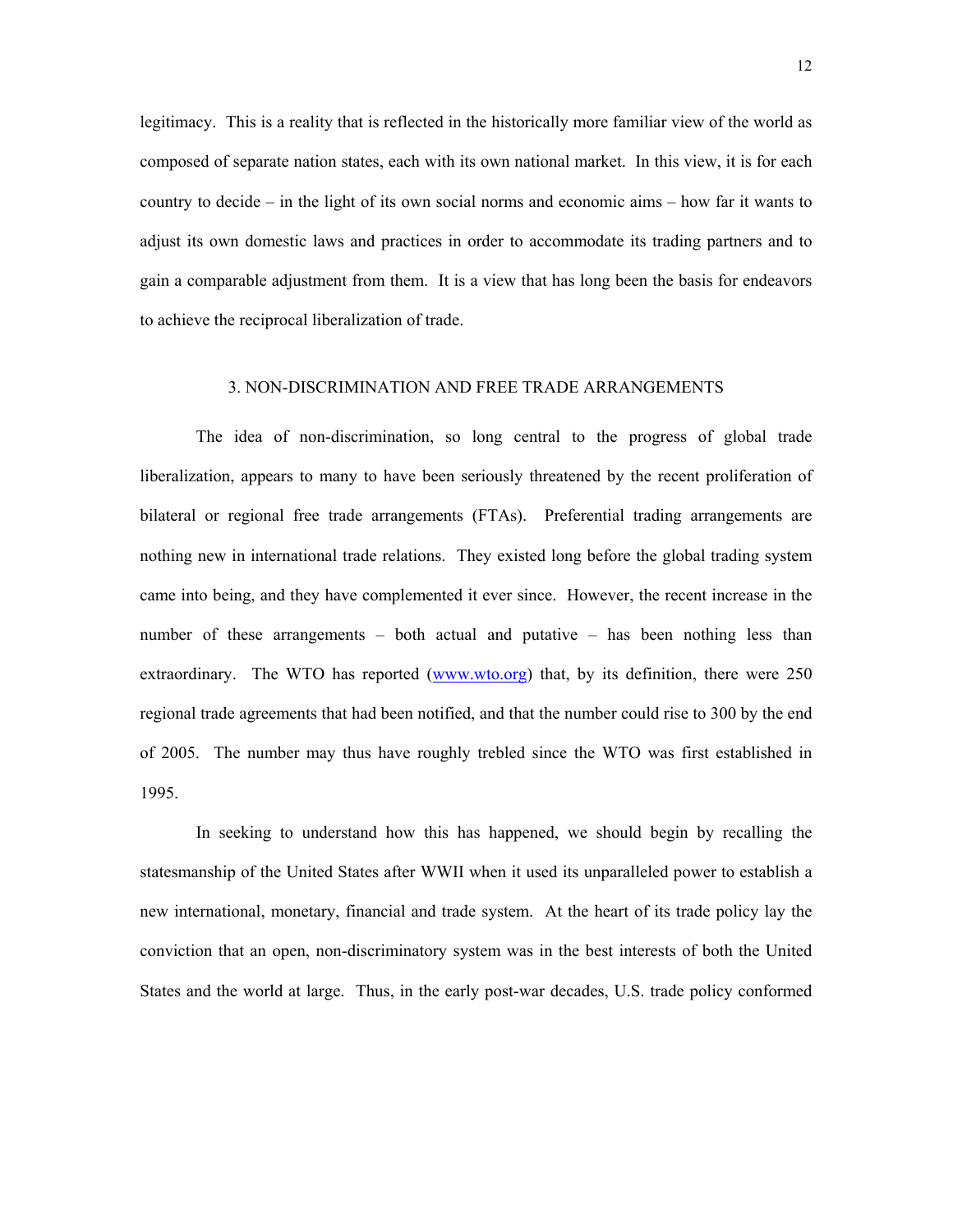legitimacy. This is a reality that is reflected in the historically more familiar view of the world as composed of separate nation states, each with its own national market. In this view, it is for each country to decide – in the light of its own social norms and economic aims – how far it wants to adjust its own domestic laws and practices in order to accommodate its trading partners and to gain a comparable adjustment from them. It is a view that has long been the basis for endeavors to achieve the reciprocal liberalization of trade.

## 3. NON-DISCRIMINATION AND FREE TRADE ARRANGEMENTS

The idea of non-discrimination, so long central to the progress of global trade liberalization, appears to many to have been seriously threatened by the recent proliferation of bilateral or regional free trade arrangements (FTAs). Preferential trading arrangements are nothing new in international trade relations. They existed long before the global trading system came into being, and they have complemented it ever since. However, the recent increase in the number of these arrangements – both actual and putative – has been nothing less than extraordinary. The WTO has reported (www.wto.org) that, by its definition, there were 250 regional trade agreements that had been notified, and that the number could rise to 300 by the end of 2005. The number may thus have roughly trebled since the WTO was first established in 1995.

In seeking to understand how this has happened, we should begin by recalling the statesmanship of the United States after WWII when it used its unparalleled power to establish a new international, monetary, financial and trade system. At the heart of its trade policy lay the conviction that an open, non-discriminatory system was in the best interests of both the United States and the world at large. Thus, in the early post-war decades, U.S. trade policy conformed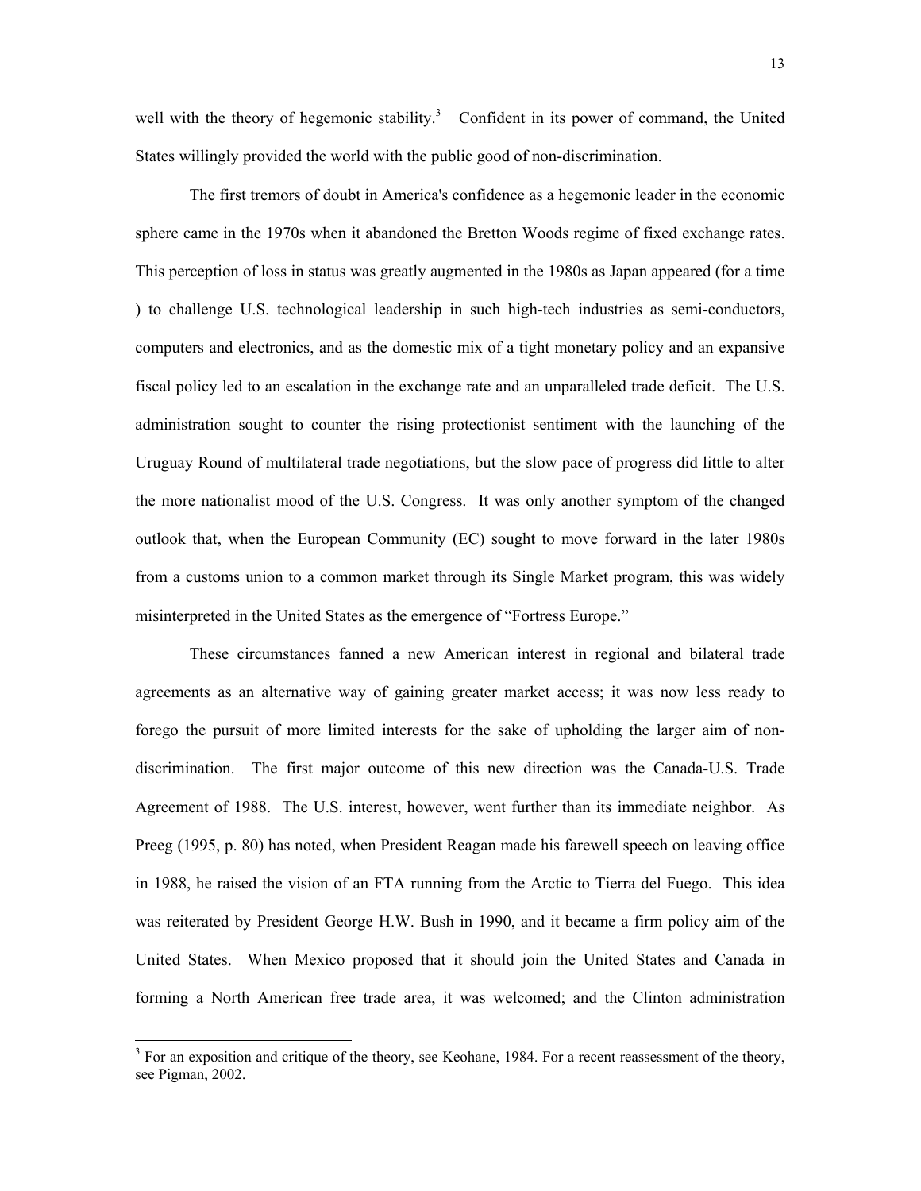well with the theory of hegemonic stability.[3] Confident in its power of command, the United States willingly provided the world with the public good of non-discrimination.

The first tremors of doubt in America's confidence as a hegemonic leader in the economic sphere came in the 1970s when it abandoned the Bretton Woods regime of fixed exchange rates. This perception of loss in status was greatly augmented in the 1980s as Japan appeared (for a time ) to challenge U.S. technological leadership in such high-tech industries as semi-conductors, computers and electronics, and as the domestic mix of a tight monetary policy and an expansive fiscal policy led to an escalation in the exchange rate and an unparalleled trade deficit. The U.S. administration sought to counter the rising protectionist sentiment with the launching of the Uruguay Round of multilateral trade negotiations, but the slow pace of progress did little to alter the more nationalist mood of the U.S. Congress. It was only another symptom of the changed outlook that, when the European Community (EC) sought to move forward in the later 1980s from a customs union to a common market through its Single Market program, this was widely misinterpreted in the United States as the emergence of "Fortress Europe."

These circumstances fanned a new American interest in regional and bilateral trade agreements as an alternative way of gaining greater market access; it was now less ready to forego the pursuit of more limited interests for the sake of upholding the larger aim of non-discrimination. The first major outcome of this new direction was the Canada-U.S. Trade Agreement of 1988. The U.S. interest, however, went further than its immediate neighbor. As Preeg (1995, p. 80) has noted, when President Reagan made his farewell speech on leaving office in 1988, he raised the vision of an FTA running from the Arctic to Tierra del Fuego. This idea was reiterated by President George H.W. Bush in 1990, and it became a firm policy aim of the United States. When Mexico proposed that it should join the United States and Canada in forming a North American free trade area, it was welcomed; and the Clinton administration

[3] For an exposition and critique of the theory, see Keohane, 1984. For a recent reassessment of the theory, see Pigman, 2002.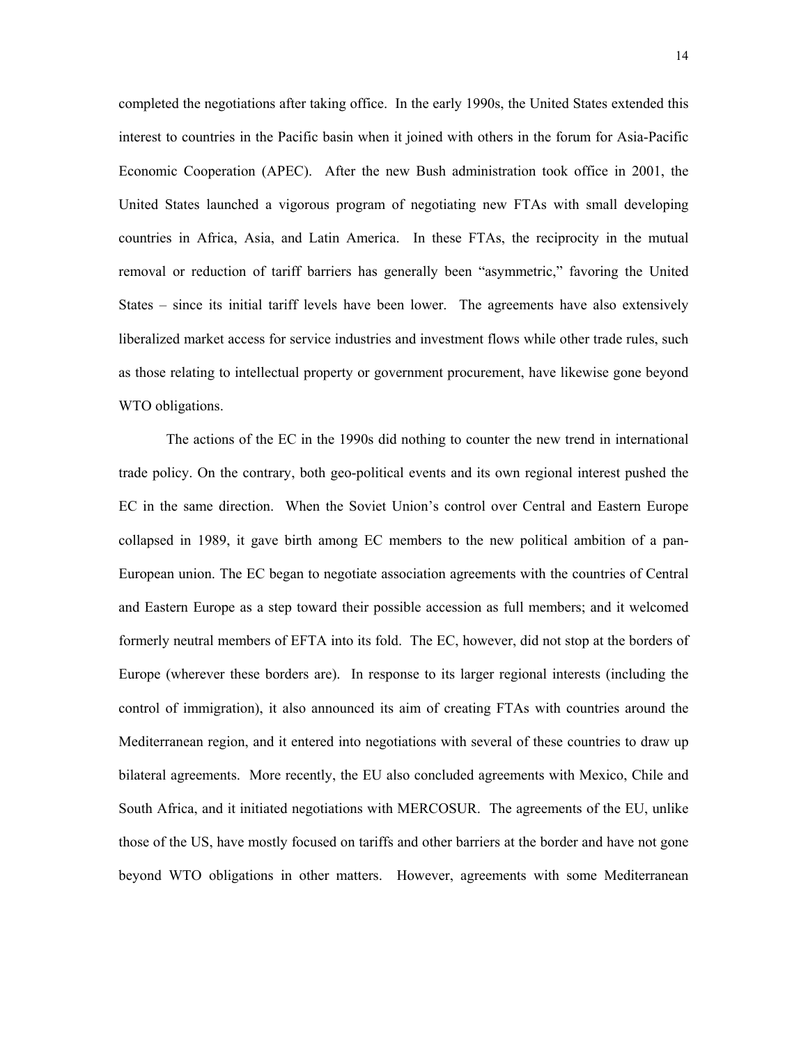completed the negotiations after taking office. In the early 1990s, the United States extended this interest to countries in the Pacific basin when it joined with others in the forum for Asia-Pacific Economic Cooperation (APEC). After the new Bush administration took office in 2001, the United States launched a vigorous program of negotiating new FTAs with small developing countries in Africa, Asia, and Latin America. In these FTAs, the reciprocity in the mutual removal or reduction of tariff barriers has generally been "asymmetric," favoring the United States – since its initial tariff levels have been lower. The agreements have also extensively liberalized market access for service industries and investment flows while other trade rules, such as those relating to intellectual property or government procurement, have likewise gone beyond WTO obligations.

The actions of the EC in the 1990s did nothing to counter the new trend in international trade policy. On the contrary, both geo-political events and its own regional interest pushed the EC in the same direction. When the Soviet Union's control over Central and Eastern Europe collapsed in 1989, it gave birth among EC members to the new political ambition of a pan-European union. The EC began to negotiate association agreements with the countries of Central and Eastern Europe as a step toward their possible accession as full members; and it welcomed formerly neutral members of EFTA into its fold. The EC, however, did not stop at the borders of Europe (wherever these borders are). In response to its larger regional interests (including the control of immigration), it also announced its aim of creating FTAs with countries around the Mediterranean region, and it entered into negotiations with several of these countries to draw up bilateral agreements. More recently, the EU also concluded agreements with Mexico, Chile and South Africa, and it initiated negotiations with MERCOSUR. The agreements of the EU, unlike those of the US, have mostly focused on tariffs and other barriers at the border and have not gone beyond WTO obligations in other matters. However, agreements with some Mediterranean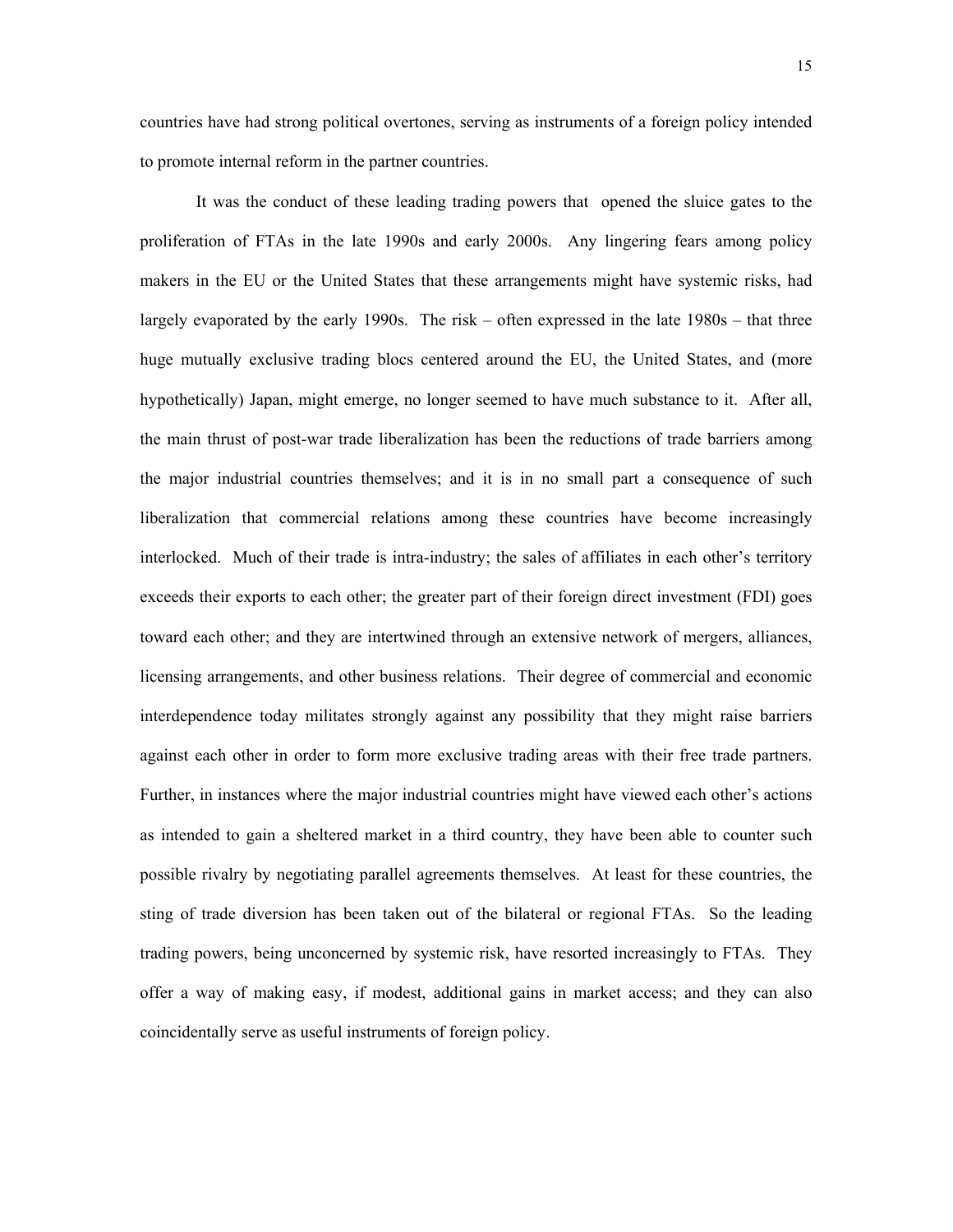countries have had strong political overtones, serving as instruments of a foreign policy intended to promote internal reform in the partner countries.

It was the conduct of these leading trading powers that opened the sluice gates to the proliferation of FTAs in the late 1990s and early 2000s. Any lingering fears among policy makers in the EU or the United States that these arrangements might have systemic risks, had largely evaporated by the early 1990s. The risk – often expressed in the late 1980s – that three huge mutually exclusive trading blocs centered around the EU, the United States, and (more hypothetically) Japan, might emerge, no longer seemed to have much substance to it. After all, the main thrust of post-war trade liberalization has been the reductions of trade barriers among the major industrial countries themselves; and it is in no small part a consequence of such liberalization that commercial relations among these countries have become increasingly interlocked. Much of their trade is intra-industry; the sales of affiliates in each other's territory exceeds their exports to each other; the greater part of their foreign direct investment (FDI) goes toward each other; and they are intertwined through an extensive network of mergers, alliances, licensing arrangements, and other business relations. Their degree of commercial and economic interdependence today militates strongly against any possibility that they might raise barriers against each other in order to form more exclusive trading areas with their free trade partners. Further, in instances where the major industrial countries might have viewed each other's actions as intended to gain a sheltered market in a third country, they have been able to counter such possible rivalry by negotiating parallel agreements themselves. At least for these countries, the sting of trade diversion has been taken out of the bilateral or regional FTAs. So the leading trading powers, being unconcerned by systemic risk, have resorted increasingly to FTAs. They offer a way of making easy, if modest, additional gains in market access; and they can also coincidentally serve as useful instruments of foreign policy.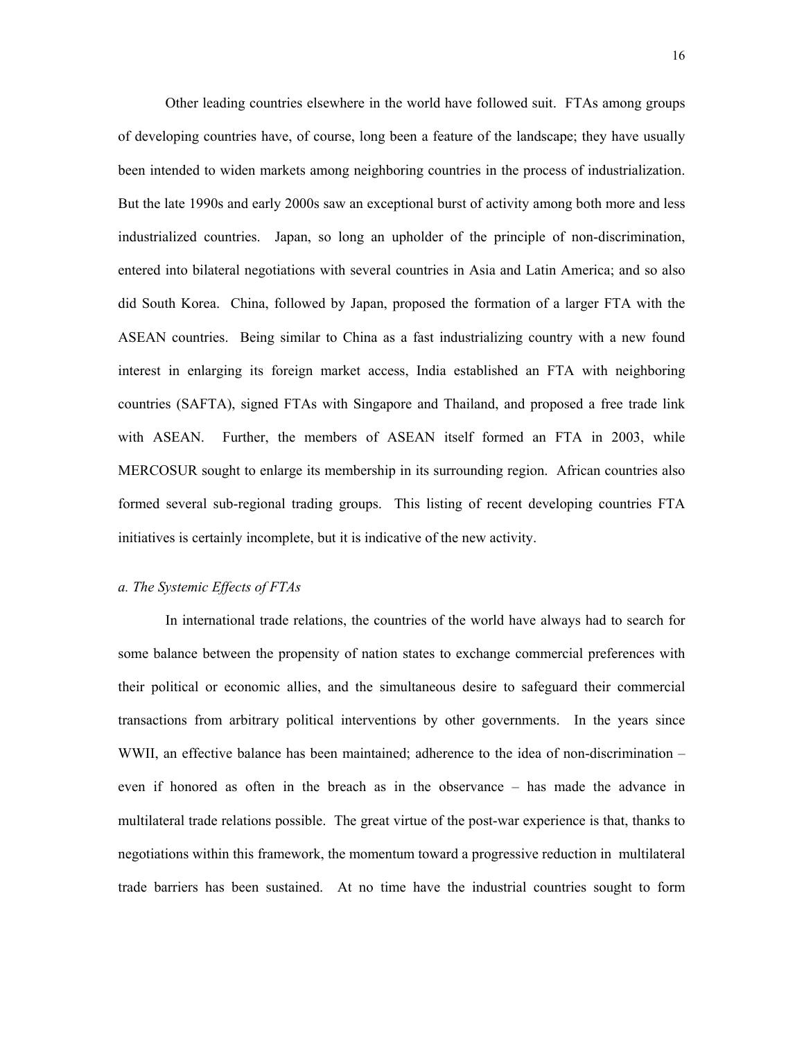Other leading countries elsewhere in the world have followed suit. FTAs among groups of developing countries have, of course, long been a feature of the landscape; they have usually been intended to widen markets among neighboring countries in the process of industrialization. But the late 1990s and early 2000s saw an exceptional burst of activity among both more and less industrialized countries. Japan, so long an upholder of the principle of non-discrimination, entered into bilateral negotiations with several countries in Asia and Latin America; and so also did South Korea. China, followed by Japan, proposed the formation of a larger FTA with the ASEAN countries. Being similar to China as a fast industrializing country with a new found interest in enlarging its foreign market access, India established an FTA with neighboring countries (SAFTA), signed FTAs with Singapore and Thailand, and proposed a free trade link with ASEAN. Further, the members of ASEAN itself formed an FTA in 2003, while MERCOSUR sought to enlarge its membership in its surrounding region. African countries also formed several sub-regional trading groups. This listing of recent developing countries FTA initiatives is certainly incomplete, but it is indicative of the new activity.

*a. The Systemic Effects of FTAs*

In international trade relations, the countries of the world have always had to search for some balance between the propensity of nation states to exchange commercial preferences with their political or economic allies, and the simultaneous desire to safeguard their commercial transactions from arbitrary political interventions by other governments. In the years since WWII, an effective balance has been maintained; adherence to the idea of non-discrimination – even if honored as often in the breach as in the observance – has made the advance in multilateral trade relations possible. The great virtue of the post-war experience is that, thanks to negotiations within this framework, the momentum toward a progressive reduction in multilateral trade barriers has been sustained. At no time have the industrial countries sought to form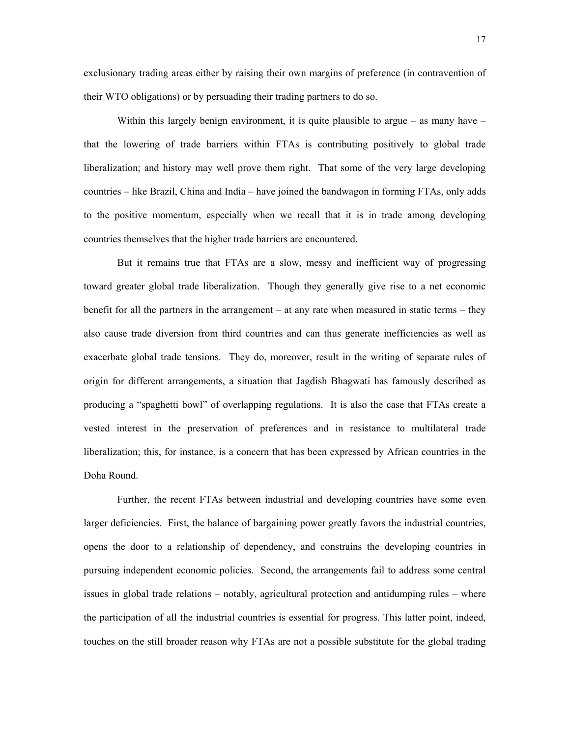exclusionary trading areas either by raising their own margins of preference (in contravention of their WTO obligations) or by persuading their trading partners to do so.

Within this largely benign environment, it is quite plausible to argue – as many have – that the lowering of trade barriers within FTAs is contributing positively to global trade liberalization; and history may well prove them right. That some of the very large developing countries – like Brazil, China and India – have joined the bandwagon in forming FTAs, only adds to the positive momentum, especially when we recall that it is in trade among developing countries themselves that the higher trade barriers are encountered.

But it remains true that FTAs are a slow, messy and inefficient way of progressing toward greater global trade liberalization. Though they generally give rise to a net economic benefit for all the partners in the arrangement – at any rate when measured in static terms – they also cause trade diversion from third countries and can thus generate inefficiencies as well as exacerbate global trade tensions. They do, moreover, result in the writing of separate rules of origin for different arrangements, a situation that Jagdish Bhagwati has famously described as producing a "spaghetti bowl" of overlapping regulations. It is also the case that FTAs create a vested interest in the preservation of preferences and in resistance to multilateral trade liberalization; this, for instance, is a concern that has been expressed by African countries in the Doha Round.

Further, the recent FTAs between industrial and developing countries have some even larger deficiencies. First, the balance of bargaining power greatly favors the industrial countries, opens the door to a relationship of dependency, and constrains the developing countries in pursuing independent economic policies. Second, the arrangements fail to address some central issues in global trade relations – notably, agricultural protection and antidumping rules – where the participation of all the industrial countries is essential for progress. This latter point, indeed, touches on the still broader reason why FTAs are not a possible substitute for the global trading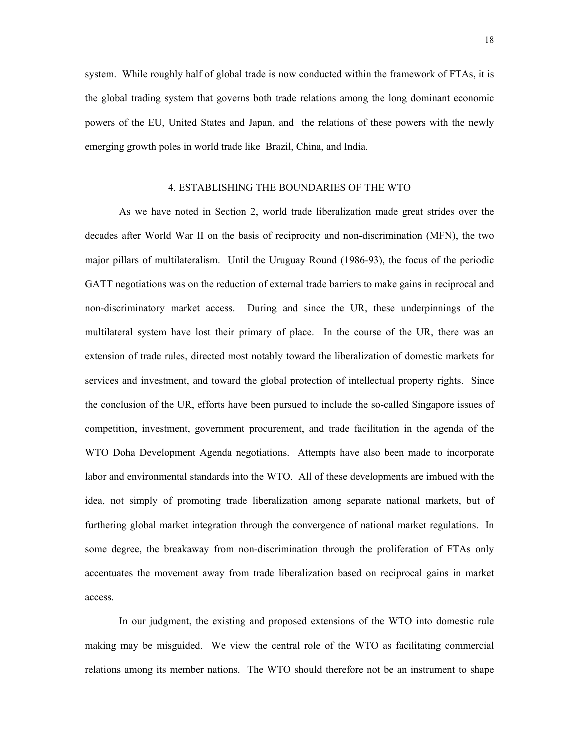system. While roughly half of global trade is now conducted within the framework of FTAs, it is the global trading system that governs both trade relations among the long dominant economic powers of the EU, United States and Japan, and the relations of these powers with the newly emerging growth poles in world trade like Brazil, China, and India.

## 4. ESTABLISHING THE BOUNDARIES OF THE WTO

As we have noted in Section 2, world trade liberalization made great strides over the decades after World War II on the basis of reciprocity and non-discrimination (MFN), the two major pillars of multilateralism. Until the Uruguay Round (1986-93), the focus of the periodic GATT negotiations was on the reduction of external trade barriers to make gains in reciprocal and non-discriminatory market access. During and since the UR, these underpinnings of the multilateral system have lost their primary of place. In the course of the UR, there was an extension of trade rules, directed most notably toward the liberalization of domestic markets for services and investment, and toward the global protection of intellectual property rights. Since the conclusion of the UR, efforts have been pursued to include the so-called Singapore issues of competition, investment, government procurement, and trade facilitation in the agenda of the WTO Doha Development Agenda negotiations. Attempts have also been made to incorporate labor and environmental standards into the WTO. All of these developments are imbued with the idea, not simply of promoting trade liberalization among separate national markets, but of furthering global market integration through the convergence of national market regulations. In some degree, the breakaway from non-discrimination through the proliferation of FTAs only accentuates the movement away from trade liberalization based on reciprocal gains in market access.

In our judgment, the existing and proposed extensions of the WTO into domestic rule making may be misguided. We view the central role of the WTO as facilitating commercial relations among its member nations. The WTO should therefore not be an instrument to shape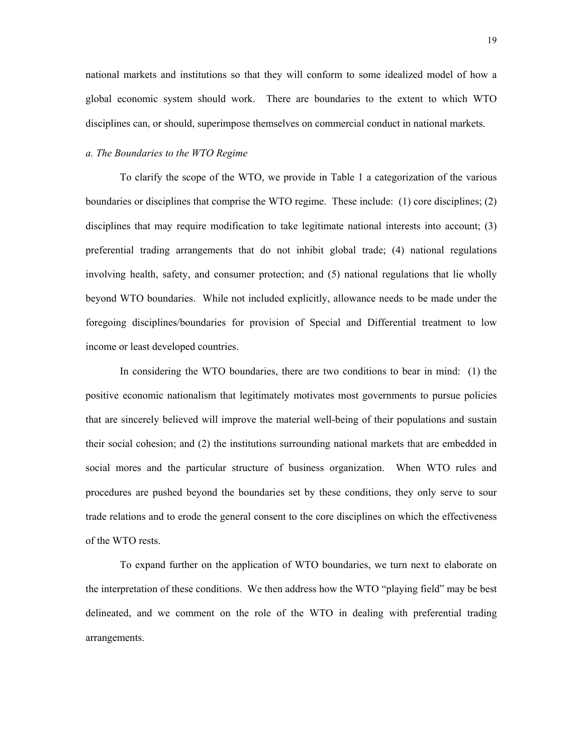national markets and institutions so that they will conform to some idealized model of how a global economic system should work. There are boundaries to the extent to which WTO disciplines can, or should, superimpose themselves on commercial conduct in national markets.

*a. The Boundaries to the WTO Regime*

To clarify the scope of the WTO, we provide in Table 1 a categorization of the various boundaries or disciplines that comprise the WTO regime. These include: (1) core disciplines; (2) disciplines that may require modification to take legitimate national interests into account; (3) preferential trading arrangements that do not inhibit global trade; (4) national regulations involving health, safety, and consumer protection; and (5) national regulations that lie wholly beyond WTO boundaries. While not included explicitly, allowance needs to be made under the foregoing disciplines/boundaries for provision of Special and Differential treatment to low income or least developed countries.

In considering the WTO boundaries, there are two conditions to bear in mind: (1) the positive economic nationalism that legitimately motivates most governments to pursue policies that are sincerely believed will improve the material well-being of their populations and sustain their social cohesion; and (2) the institutions surrounding national markets that are embedded in social mores and the particular structure of business organization. When WTO rules and procedures are pushed beyond the boundaries set by these conditions, they only serve to sour trade relations and to erode the general consent to the core disciplines on which the effectiveness of the WTO rests.

To expand further on the application of WTO boundaries, we turn next to elaborate on the interpretation of these conditions. We then address how the WTO "playing field" may be best delineated, and we comment on the role of the WTO in dealing with preferential trading arrangements.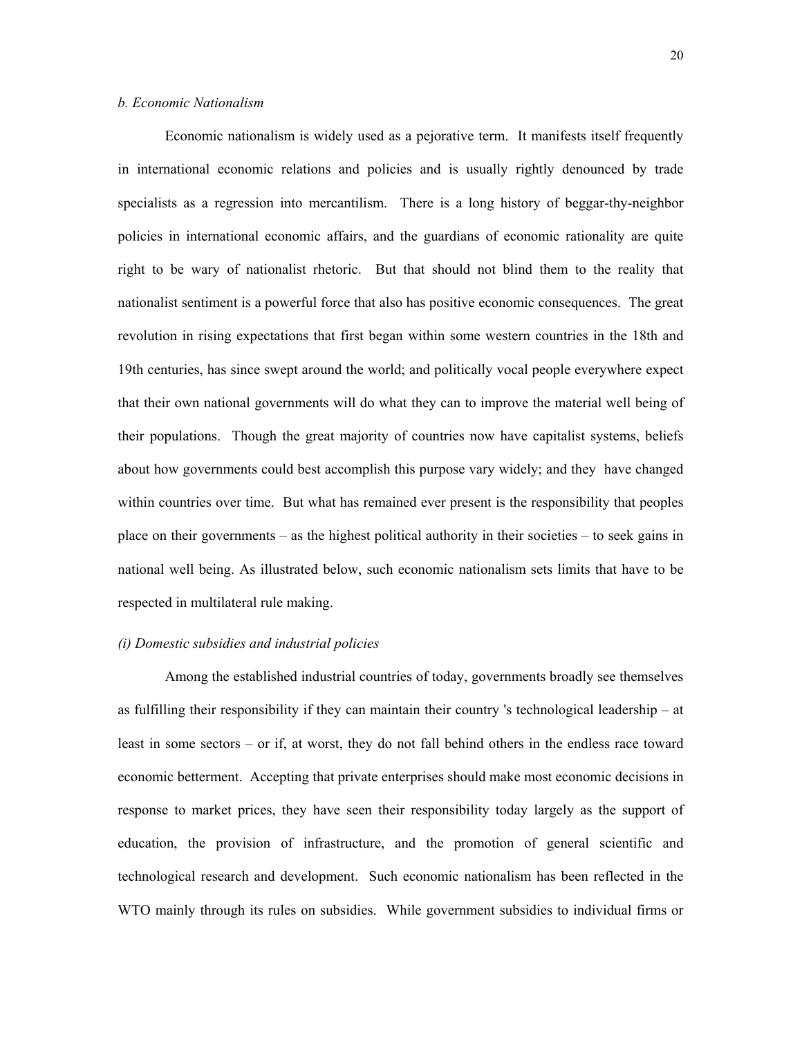*b. Economic Nationalism*

Economic nationalism is widely used as a pejorative term. It manifests itself frequently in international economic relations and policies and is usually rightly denounced by trade specialists as a regression into mercantilism. There is a long history of beggar-thy-neighbor policies in international economic affairs, and the guardians of economic rationality are quite right to be wary of nationalist rhetoric. But that should not blind them to the reality that nationalist sentiment is a powerful force that also has positive economic consequences. The great revolution in rising expectations that first began within some western countries in the 18th and 19th centuries, has since swept around the world; and politically vocal people everywhere expect that their own national governments will do what they can to improve the material well being of their populations. Though the great majority of countries now have capitalist systems, beliefs about how governments could best accomplish this purpose vary widely; and they have changed within countries over time. But what has remained ever present is the responsibility that peoples place on their governments – as the highest political authority in their societies – to seek gains in national well being. As illustrated below, such economic nationalism sets limits that have to be respected in multilateral rule making.

*(i) Domestic subsidies and industrial policies*

Among the established industrial countries of today, governments broadly see themselves as fulfilling their responsibility if they can maintain their country 's technological leadership – at least in some sectors – or if, at worst, they do not fall behind others in the endless race toward economic betterment. Accepting that private enterprises should make most economic decisions in response to market prices, they have seen their responsibility today largely as the support of education, the provision of infrastructure, and the promotion of general scientific and technological research and development. Such economic nationalism has been reflected in the WTO mainly through its rules on subsidies. While government subsidies to individual firms or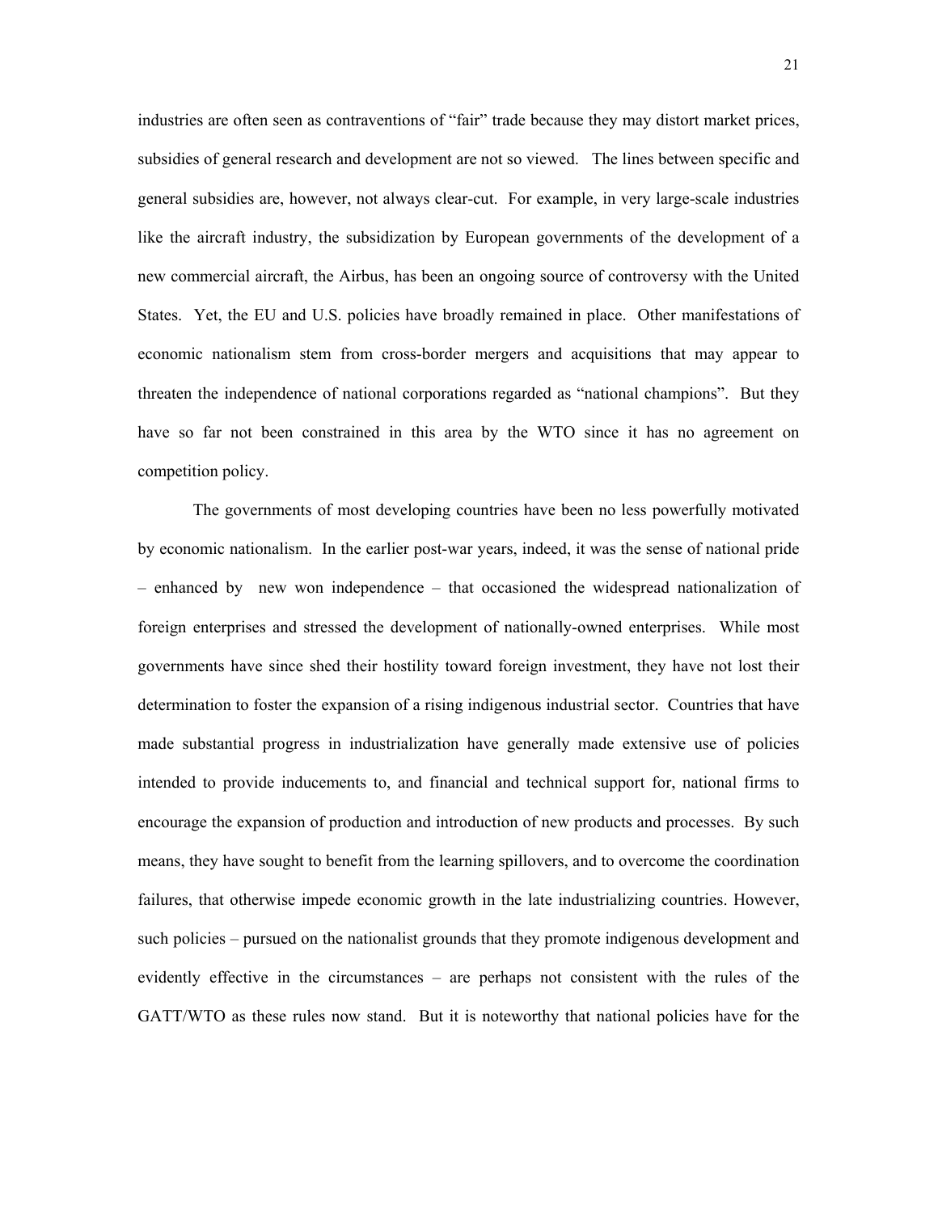industries are often seen as contraventions of "fair" trade because they may distort market prices, subsidies of general research and development are not so viewed. The lines between specific and general subsidies are, however, not always clear-cut. For example, in very large-scale industries like the aircraft industry, the subsidization by European governments of the development of a new commercial aircraft, the Airbus, has been an ongoing source of controversy with the United States. Yet, the EU and U.S. policies have broadly remained in place. Other manifestations of economic nationalism stem from cross-border mergers and acquisitions that may appear to threaten the independence of national corporations regarded as "national champions". But they have so far not been constrained in this area by the WTO since it has no agreement on competition policy.

The governments of most developing countries have been no less powerfully motivated by economic nationalism. In the earlier post-war years, indeed, it was the sense of national pride – enhanced by new won independence – that occasioned the widespread nationalization of foreign enterprises and stressed the development of nationally-owned enterprises. While most governments have since shed their hostility toward foreign investment, they have not lost their determination to foster the expansion of a rising indigenous industrial sector. Countries that have made substantial progress in industrialization have generally made extensive use of policies intended to provide inducements to, and financial and technical support for, national firms to encourage the expansion of production and introduction of new products and processes. By such means, they have sought to benefit from the learning spillovers, and to overcome the coordination failures, that otherwise impede economic growth in the late industrializing countries. However, such policies – pursued on the nationalist grounds that they promote indigenous development and evidently effective in the circumstances – are perhaps not consistent with the rules of the GATT/WTO as these rules now stand. But it is noteworthy that national policies have for the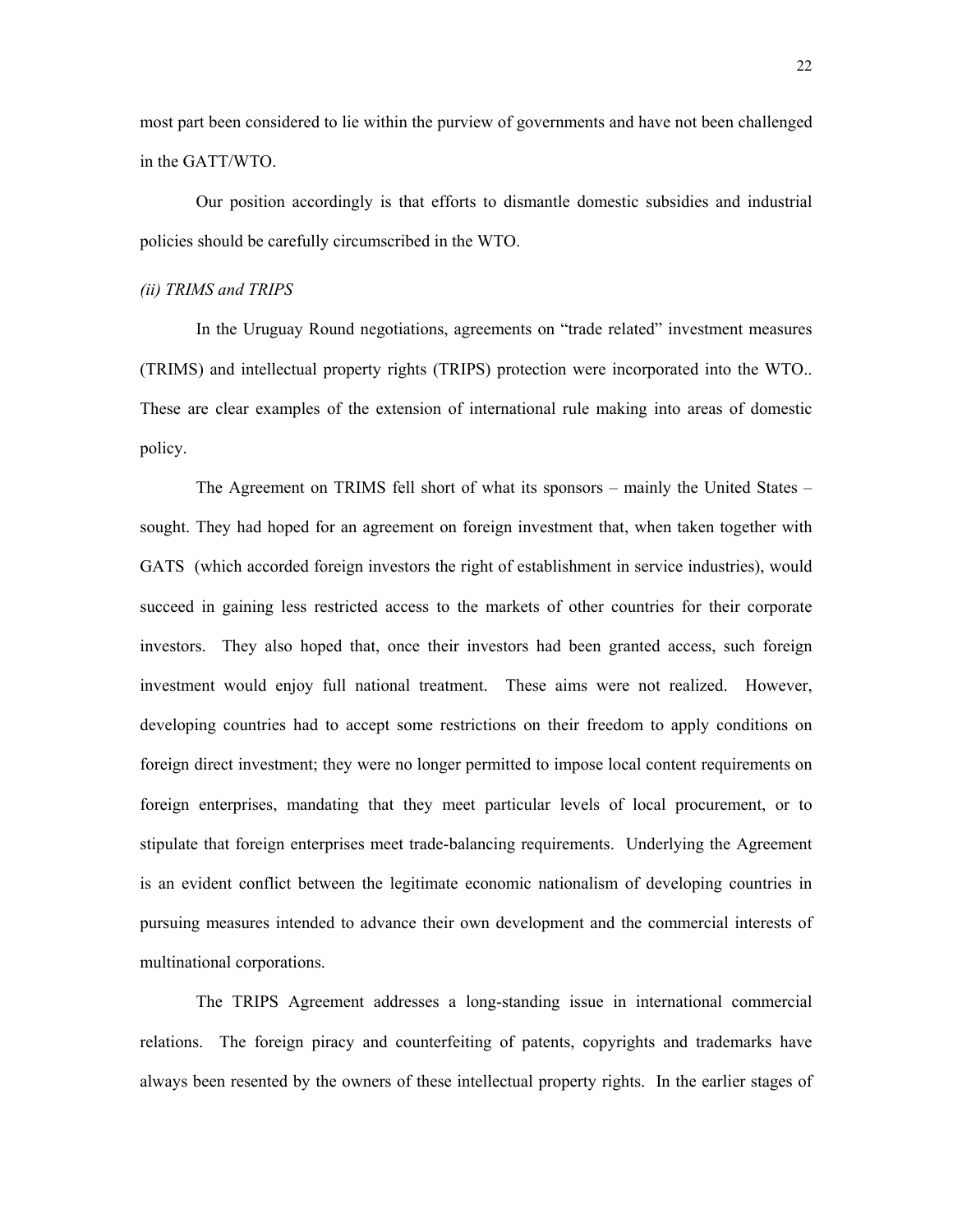most part been considered to lie within the purview of governments and have not been challenged in the GATT/WTO.

Our position accordingly is that efforts to dismantle domestic subsidies and industrial policies should be carefully circumscribed in the WTO.

*(ii) TRIMS and TRIPS*

In the Uruguay Round negotiations, agreements on "trade related" investment measures (TRIMS) and intellectual property rights (TRIPS) protection were incorporated into the WTO.. These are clear examples of the extension of international rule making into areas of domestic policy.

The Agreement on TRIMS fell short of what its sponsors – mainly the United States – sought. They had hoped for an agreement on foreign investment that, when taken together with GATS (which accorded foreign investors the right of establishment in service industries), would succeed in gaining less restricted access to the markets of other countries for their corporate investors. They also hoped that, once their investors had been granted access, such foreign investment would enjoy full national treatment. These aims were not realized. However, developing countries had to accept some restrictions on their freedom to apply conditions on foreign direct investment; they were no longer permitted to impose local content requirements on foreign enterprises, mandating that they meet particular levels of local procurement, or to stipulate that foreign enterprises meet trade-balancing requirements. Underlying the Agreement is an evident conflict between the legitimate economic nationalism of developing countries in pursuing measures intended to advance their own development and the commercial interests of multinational corporations.

The TRIPS Agreement addresses a long-standing issue in international commercial relations. The foreign piracy and counterfeiting of patents, copyrights and trademarks have always been resented by the owners of these intellectual property rights. In the earlier stages of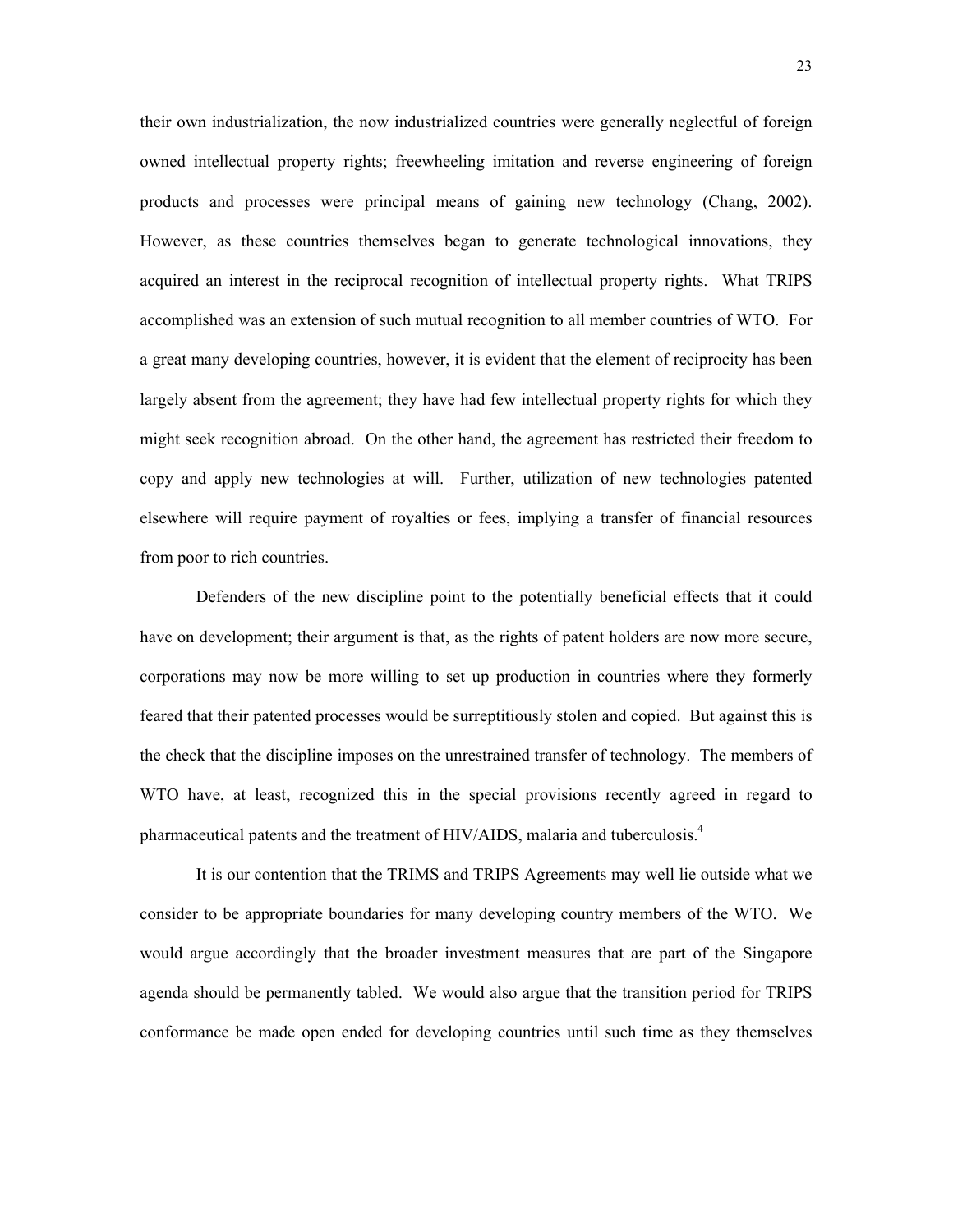their own industrialization, the now industrialized countries were generally neglectful of foreign owned intellectual property rights; freewheeling imitation and reverse engineering of foreign products and processes were principal means of gaining new technology (Chang, 2002). However, as these countries themselves began to generate technological innovations, they acquired an interest in the reciprocal recognition of intellectual property rights. What TRIPS accomplished was an extension of such mutual recognition to all member countries of WTO. For a great many developing countries, however, it is evident that the element of reciprocity has been largely absent from the agreement; they have had few intellectual property rights for which they might seek recognition abroad. On the other hand, the agreement has restricted their freedom to copy and apply new technologies at will. Further, utilization of new technologies patented elsewhere will require payment of royalties or fees, implying a transfer of financial resources from poor to rich countries.

Defenders of the new discipline point to the potentially beneficial effects that it could have on development; their argument is that, as the rights of patent holders are now more secure, corporations may now be more willing to set up production in countries where they formerly feared that their patented processes would be surreptitiously stolen and copied. But against this is the check that the discipline imposes on the unrestrained transfer of technology. The members of WTO have, at least, recognized this in the special provisions recently agreed in regard to pharmaceutical patents and the treatment of HIV/AIDS, malaria and tuberculosis.[4]

It is our contention that the TRIMS and TRIPS Agreements may well lie outside what we consider to be appropriate boundaries for many developing country members of the WTO. We would argue accordingly that the broader investment measures that are part of the Singapore agenda should be permanently tabled. We would also argue that the transition period for TRIPS conformance be made open ended for developing countries until such time as they themselves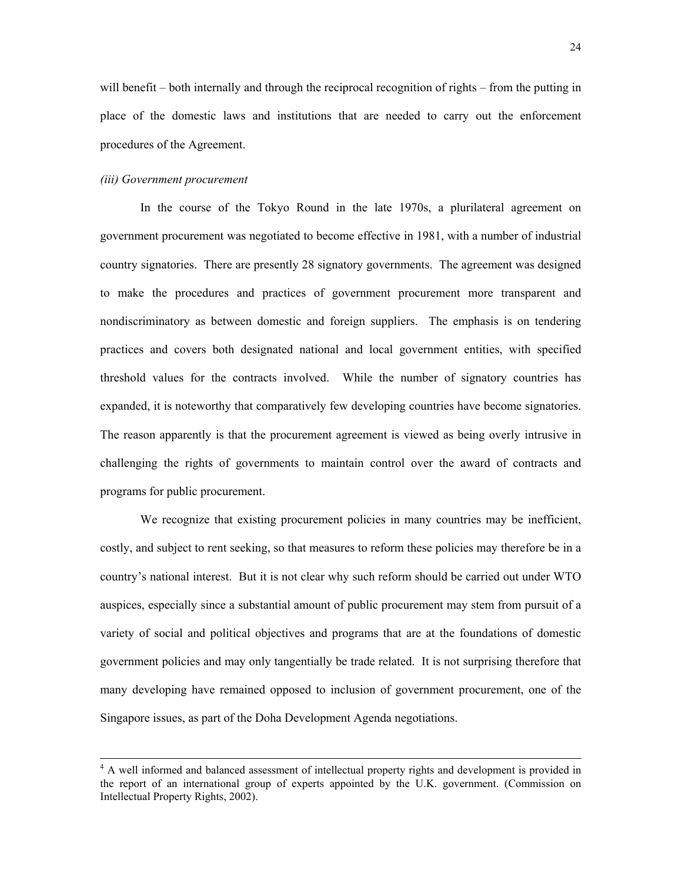will benefit – both internally and through the reciprocal recognition of rights – from the putting in place of the domestic laws and institutions that are needed to carry out the enforcement procedures of the Agreement.

*(iii) Government procurement*

In the course of the Tokyo Round in the late 1970s, a plurilateral agreement on government procurement was negotiated to become effective in 1981, with a number of industrial country signatories. There are presently 28 signatory governments. The agreement was designed to make the procedures and practices of government procurement more transparent and nondiscriminatory as between domestic and foreign suppliers. The emphasis is on tendering practices and covers both designated national and local government entities, with specified threshold values for the contracts involved. While the number of signatory countries has expanded, it is noteworthy that comparatively few developing countries have become signatories. The reason apparently is that the procurement agreement is viewed as being overly intrusive in challenging the rights of governments to maintain control over the award of contracts and programs for public procurement.

We recognize that existing procurement policies in many countries may be inefficient, costly, and subject to rent seeking, so that measures to reform these policies may therefore be in a country's national interest. But it is not clear why such reform should be carried out under WTO auspices, especially since a substantial amount of public procurement may stem from pursuit of a variety of social and political objectives and programs that are at the foundations of domestic government policies and may only tangentially be trade related. It is not surprising therefore that many developing have remained opposed to inclusion of government procurement, one of the Singapore issues, as part of the Doha Development Agenda negotiations.

---

[4] A well informed and balanced assessment of intellectual property rights and development is provided in the report of an international group of experts appointed by the U.K. government. (Commission on Intellectual Property Rights, 2002).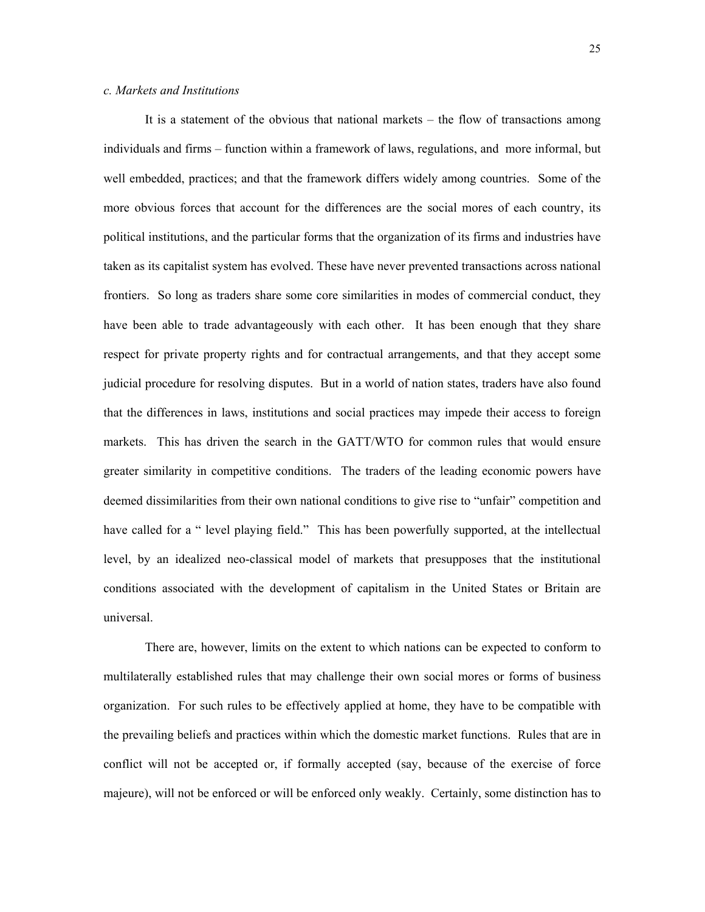*c. Markets and Institutions*

It is a statement of the obvious that national markets – the flow of transactions among individuals and firms – function within a framework of laws, regulations, and more informal, but well embedded, practices; and that the framework differs widely among countries. Some of the more obvious forces that account for the differences are the social mores of each country, its political institutions, and the particular forms that the organization of its firms and industries have taken as its capitalist system has evolved. These have never prevented transactions across national frontiers. So long as traders share some core similarities in modes of commercial conduct, they have been able to trade advantageously with each other. It has been enough that they share respect for private property rights and for contractual arrangements, and that they accept some judicial procedure for resolving disputes. But in a world of nation states, traders have also found that the differences in laws, institutions and social practices may impede their access to foreign markets. This has driven the search in the GATT/WTO for common rules that would ensure greater similarity in competitive conditions. The traders of the leading economic powers have deemed dissimilarities from their own national conditions to give rise to "unfair" competition and have called for a " level playing field." This has been powerfully supported, at the intellectual level, by an idealized neo-classical model of markets that presupposes that the institutional conditions associated with the development of capitalism in the United States or Britain are universal.

There are, however, limits on the extent to which nations can be expected to conform to multilaterally established rules that may challenge their own social mores or forms of business organization. For such rules to be effectively applied at home, they have to be compatible with the prevailing beliefs and practices within which the domestic market functions. Rules that are in conflict will not be accepted or, if formally accepted (say, because of the exercise of force majeure), will not be enforced or will be enforced only weakly. Certainly, some distinction has to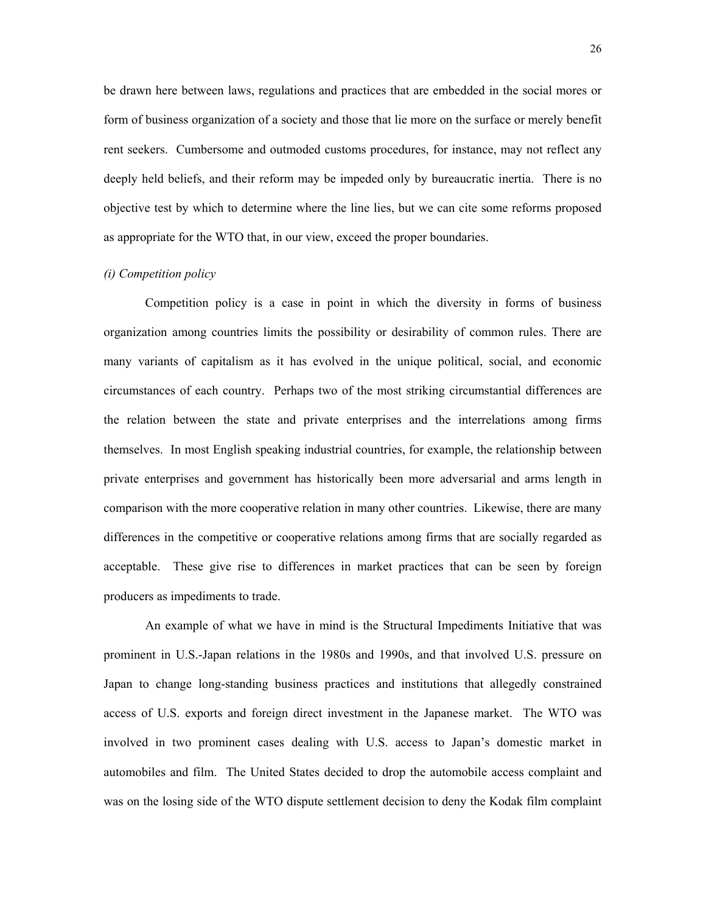be drawn here between laws, regulations and practices that are embedded in the social mores or form of business organization of a society and those that lie more on the surface or merely benefit rent seekers. Cumbersome and outmoded customs procedures, for instance, may not reflect any deeply held beliefs, and their reform may be impeded only by bureaucratic inertia. There is no objective test by which to determine where the line lies, but we can cite some reforms proposed as appropriate for the WTO that, in our view, exceed the proper boundaries.

*(i) Competition policy*

Competition policy is a case in point in which the diversity in forms of business organization among countries limits the possibility or desirability of common rules. There are many variants of capitalism as it has evolved in the unique political, social, and economic circumstances of each country. Perhaps two of the most striking circumstantial differences are the relation between the state and private enterprises and the interrelations among firms themselves. In most English speaking industrial countries, for example, the relationship between private enterprises and government has historically been more adversarial and arms length in comparison with the more cooperative relation in many other countries. Likewise, there are many differences in the competitive or cooperative relations among firms that are socially regarded as acceptable. These give rise to differences in market practices that can be seen by foreign producers as impediments to trade.

An example of what we have in mind is the Structural Impediments Initiative that was prominent in U.S.-Japan relations in the 1980s and 1990s, and that involved U.S. pressure on Japan to change long-standing business practices and institutions that allegedly constrained access of U.S. exports and foreign direct investment in the Japanese market. The WTO was involved in two prominent cases dealing with U.S. access to Japan's domestic market in automobiles and film. The United States decided to drop the automobile access complaint and was on the losing side of the WTO dispute settlement decision to deny the Kodak film complaint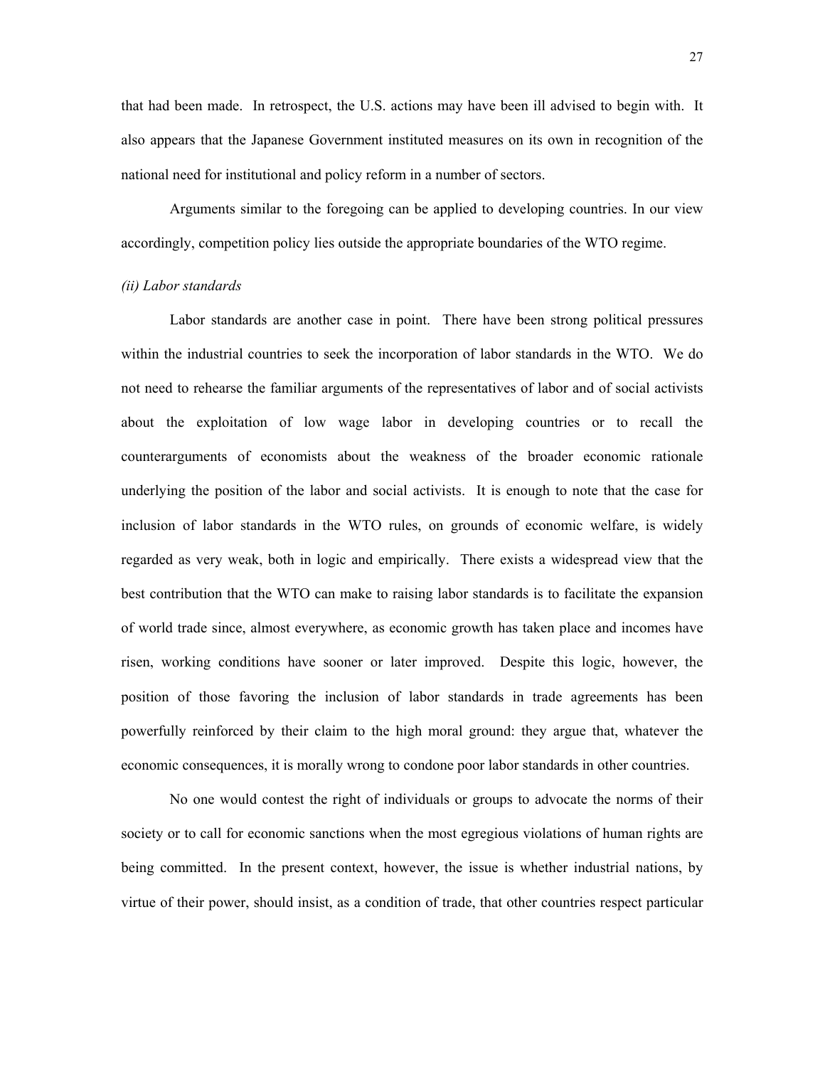that had been made. In retrospect, the U.S. actions may have been ill advised to begin with. It also appears that the Japanese Government instituted measures on its own in recognition of the national need for institutional and policy reform in a number of sectors.

Arguments similar to the foregoing can be applied to developing countries. In our view accordingly, competition policy lies outside the appropriate boundaries of the WTO regime.

*(ii) Labor standards*

Labor standards are another case in point. There have been strong political pressures within the industrial countries to seek the incorporation of labor standards in the WTO. We do not need to rehearse the familiar arguments of the representatives of labor and of social activists about the exploitation of low wage labor in developing countries or to recall the counterarguments of economists about the weakness of the broader economic rationale underlying the position of the labor and social activists. It is enough to note that the case for inclusion of labor standards in the WTO rules, on grounds of economic welfare, is widely regarded as very weak, both in logic and empirically. There exists a widespread view that the best contribution that the WTO can make to raising labor standards is to facilitate the expansion of world trade since, almost everywhere, as economic growth has taken place and incomes have risen, working conditions have sooner or later improved. Despite this logic, however, the position of those favoring the inclusion of labor standards in trade agreements has been powerfully reinforced by their claim to the high moral ground: they argue that, whatever the economic consequences, it is morally wrong to condone poor labor standards in other countries.

No one would contest the right of individuals or groups to advocate the norms of their society or to call for economic sanctions when the most egregious violations of human rights are being committed. In the present context, however, the issue is whether industrial nations, by virtue of their power, should insist, as a condition of trade, that other countries respect particular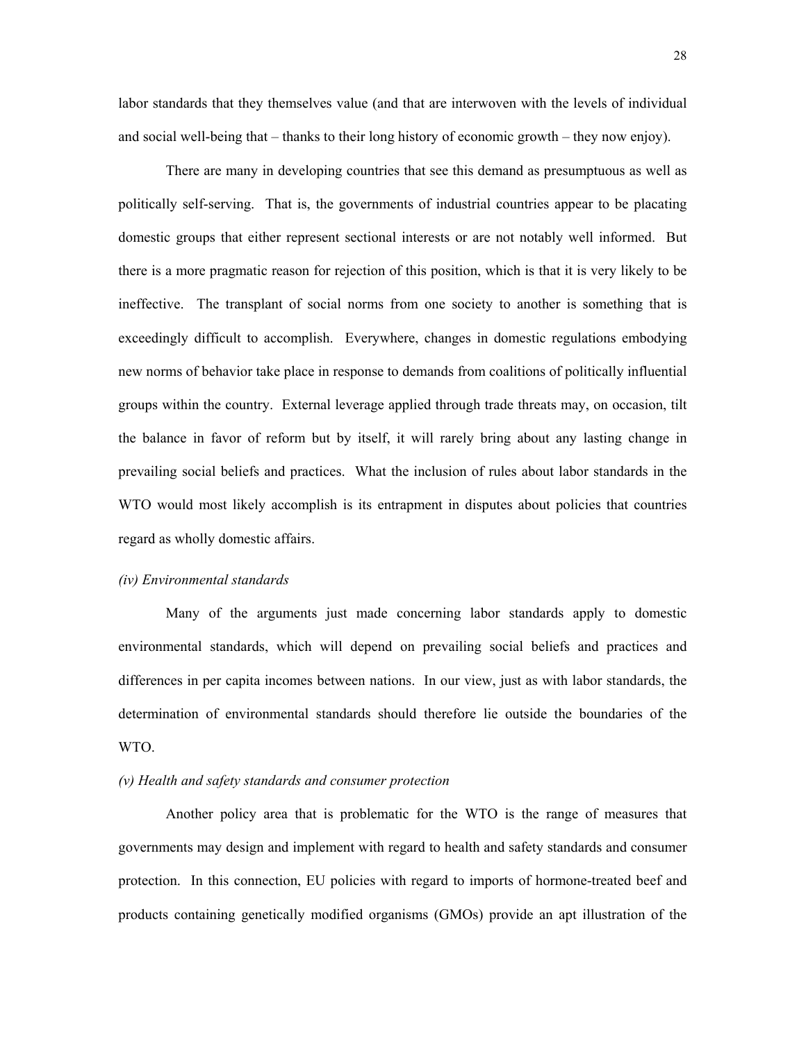labor standards that they themselves value (and that are interwoven with the levels of individual and social well-being that – thanks to their long history of economic growth – they now enjoy).

There are many in developing countries that see this demand as presumptuous as well as politically self-serving. That is, the governments of industrial countries appear to be placating domestic groups that either represent sectional interests or are not notably well informed. But there is a more pragmatic reason for rejection of this position, which is that it is very likely to be ineffective. The transplant of social norms from one society to another is something that is exceedingly difficult to accomplish. Everywhere, changes in domestic regulations embodying new norms of behavior take place in response to demands from coalitions of politically influential groups within the country. External leverage applied through trade threats may, on occasion, tilt the balance in favor of reform but by itself, it will rarely bring about any lasting change in prevailing social beliefs and practices. What the inclusion of rules about labor standards in the WTO would most likely accomplish is its entrapment in disputes about policies that countries regard as wholly domestic affairs.

*(iv) Environmental standards*

Many of the arguments just made concerning labor standards apply to domestic environmental standards, which will depend on prevailing social beliefs and practices and differences in per capita incomes between nations. In our view, just as with labor standards, the determination of environmental standards should therefore lie outside the boundaries of the WTO.

*(v) Health and safety standards and consumer protection*

Another policy area that is problematic for the WTO is the range of measures that governments may design and implement with regard to health and safety standards and consumer protection. In this connection, EU policies with regard to imports of hormone-treated beef and products containing genetically modified organisms (GMOs) provide an apt illustration of the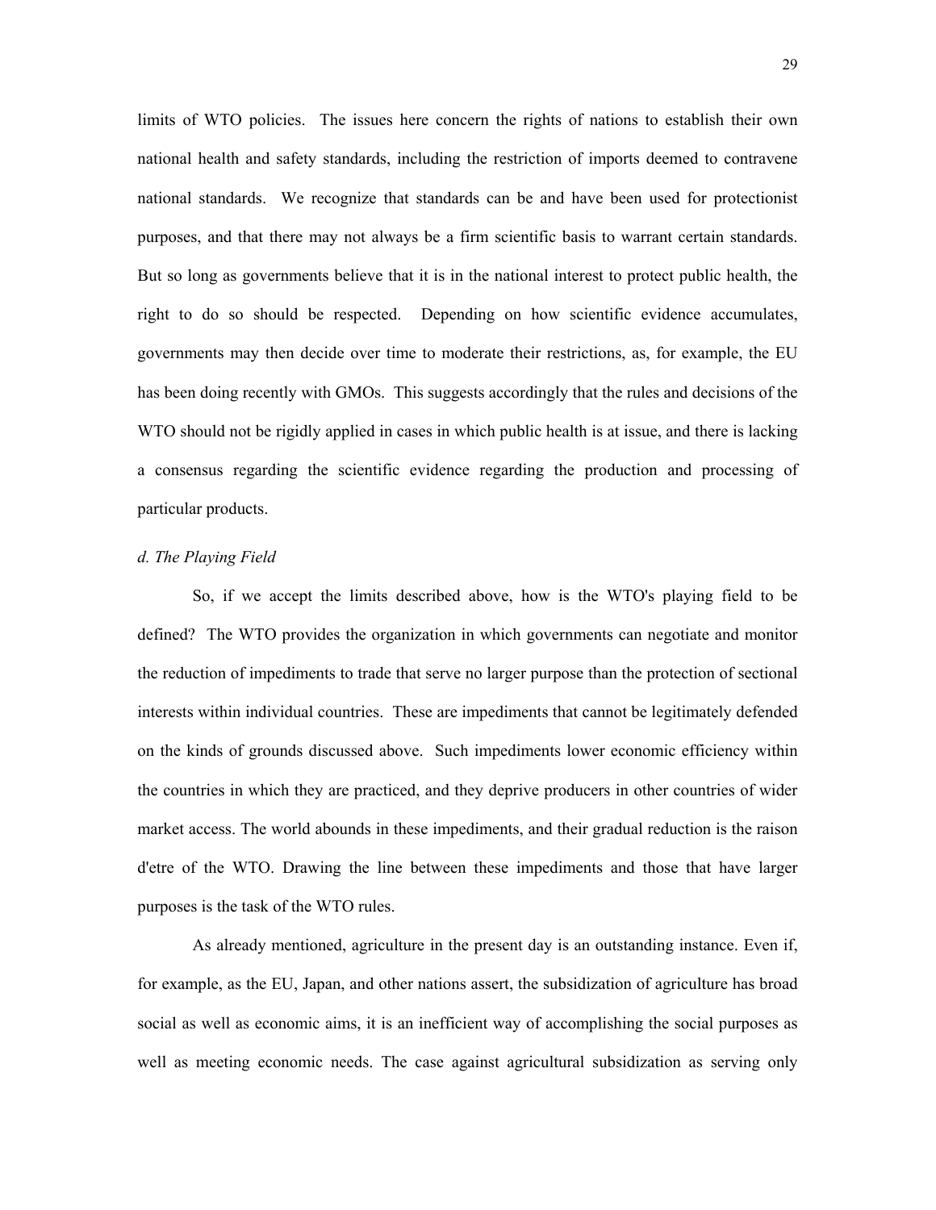limits of WTO policies. The issues here concern the rights of nations to establish their own national health and safety standards, including the restriction of imports deemed to contravene national standards. We recognize that standards can be and have been used for protectionist purposes, and that there may not always be a firm scientific basis to warrant certain standards. But so long as governments believe that it is in the national interest to protect public health, the right to do so should be respected. Depending on how scientific evidence accumulates, governments may then decide over time to moderate their restrictions, as, for example, the EU has been doing recently with GMOs. This suggests accordingly that the rules and decisions of the WTO should not be rigidly applied in cases in which public health is at issue, and there is lacking a consensus regarding the scientific evidence regarding the production and processing of particular products.

*d. The Playing Field*

So, if we accept the limits described above, how is the WTO's playing field to be defined? The WTO provides the organization in which governments can negotiate and monitor the reduction of impediments to trade that serve no larger purpose than the protection of sectional interests within individual countries. These are impediments that cannot be legitimately defended on the kinds of grounds discussed above. Such impediments lower economic efficiency within the countries in which they are practiced, and they deprive producers in other countries of wider market access. The world abounds in these impediments, and their gradual reduction is the raison d'etre of the WTO. Drawing the line between these impediments and those that have larger purposes is the task of the WTO rules.

As already mentioned, agriculture in the present day is an outstanding instance. Even if, for example, as the EU, Japan, and other nations assert, the subsidization of agriculture has broad social as well as economic aims, it is an inefficient way of accomplishing the social purposes as well as meeting economic needs. The case against agricultural subsidization as serving only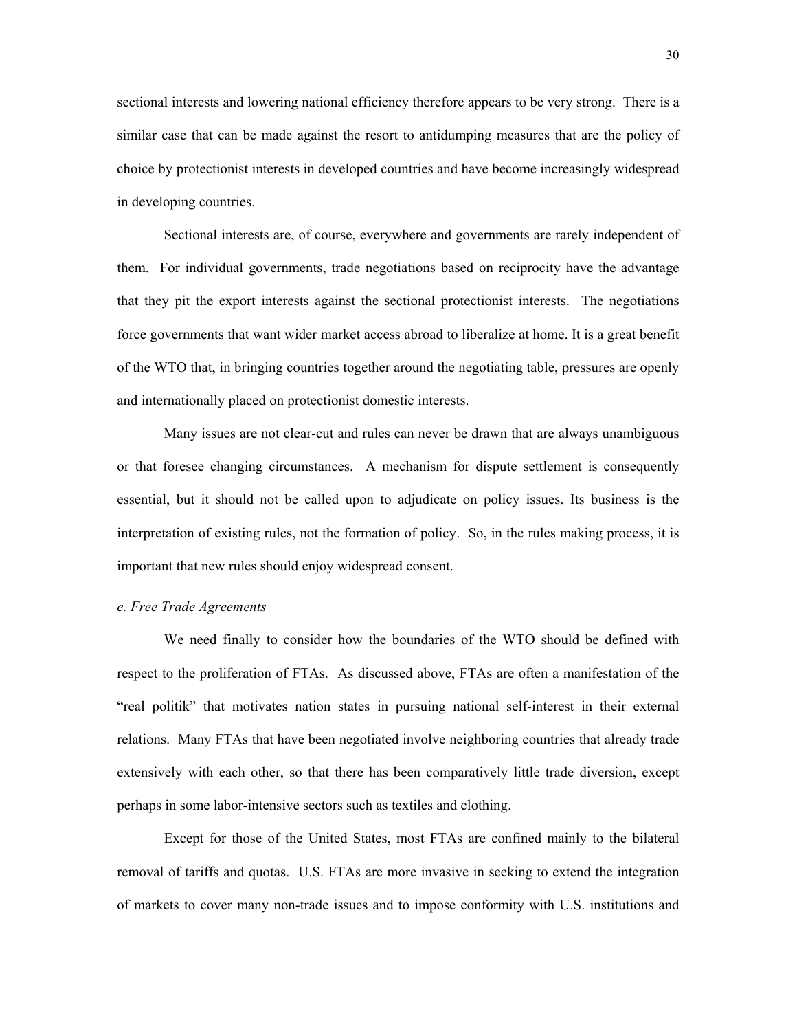sectional interests and lowering national efficiency therefore appears to be very strong. There is a similar case that can be made against the resort to antidumping measures that are the policy of choice by protectionist interests in developed countries and have become increasingly widespread in developing countries.

Sectional interests are, of course, everywhere and governments are rarely independent of them. For individual governments, trade negotiations based on reciprocity have the advantage that they pit the export interests against the sectional protectionist interests. The negotiations force governments that want wider market access abroad to liberalize at home. It is a great benefit of the WTO that, in bringing countries together around the negotiating table, pressures are openly and internationally placed on protectionist domestic interests.

Many issues are not clear-cut and rules can never be drawn that are always unambiguous or that foresee changing circumstances. A mechanism for dispute settlement is consequently essential, but it should not be called upon to adjudicate on policy issues. Its business is the interpretation of existing rules, not the formation of policy. So, in the rules making process, it is important that new rules should enjoy widespread consent.

*e. Free Trade Agreements*

We need finally to consider how the boundaries of the WTO should be defined with respect to the proliferation of FTAs. As discussed above, FTAs are often a manifestation of the "real politik" that motivates nation states in pursuing national self-interest in their external relations. Many FTAs that have been negotiated involve neighboring countries that already trade extensively with each other, so that there has been comparatively little trade diversion, except perhaps in some labor-intensive sectors such as textiles and clothing.

Except for those of the United States, most FTAs are confined mainly to the bilateral removal of tariffs and quotas. U.S. FTAs are more invasive in seeking to extend the integration of markets to cover many non-trade issues and to impose conformity with U.S. institutions and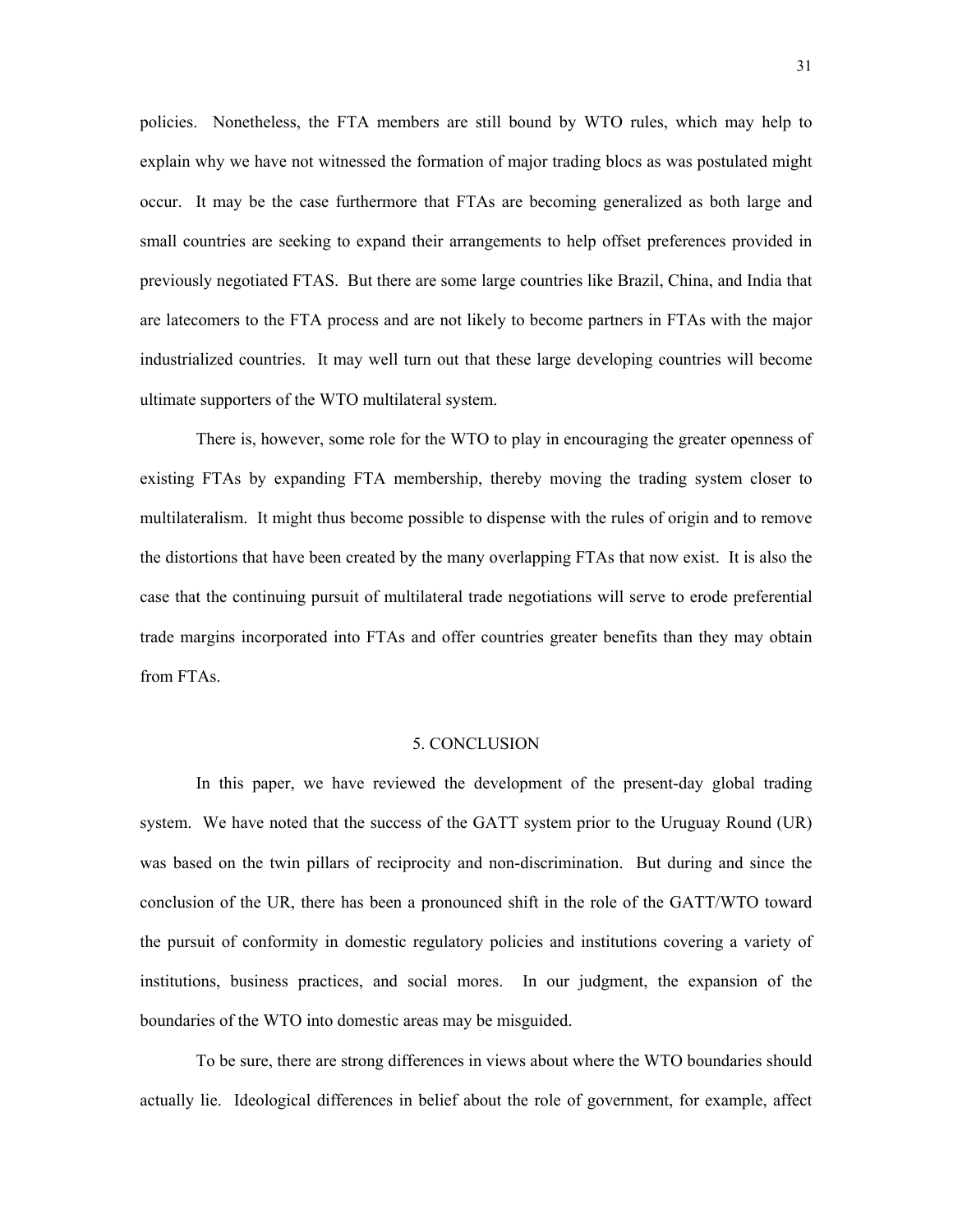policies. Nonetheless, the FTA members are still bound by WTO rules, which may help to explain why we have not witnessed the formation of major trading blocs as was postulated might occur. It may be the case furthermore that FTAs are becoming generalized as both large and small countries are seeking to expand their arrangements to help offset preferences provided in previously negotiated FTAS. But there are some large countries like Brazil, China, and India that are latecomers to the FTA process and are not likely to become partners in FTAs with the major industrialized countries. It may well turn out that these large developing countries will become ultimate supporters of the WTO multilateral system.

There is, however, some role for the WTO to play in encouraging the greater openness of existing FTAs by expanding FTA membership, thereby moving the trading system closer to multilateralism. It might thus become possible to dispense with the rules of origin and to remove the distortions that have been created by the many overlapping FTAs that now exist. It is also the case that the continuing pursuit of multilateral trade negotiations will serve to erode preferential trade margins incorporated into FTAs and offer countries greater benefits than they may obtain from FTAs.

## 5. CONCLUSION

In this paper, we have reviewed the development of the present-day global trading system. We have noted that the success of the GATT system prior to the Uruguay Round (UR) was based on the twin pillars of reciprocity and non-discrimination. But during and since the conclusion of the UR, there has been a pronounced shift in the role of the GATT/WTO toward the pursuit of conformity in domestic regulatory policies and institutions covering a variety of institutions, business practices, and social mores. In our judgment, the expansion of the boundaries of the WTO into domestic areas may be misguided.

To be sure, there are strong differences in views about where the WTO boundaries should actually lie. Ideological differences in belief about the role of government, for example, affect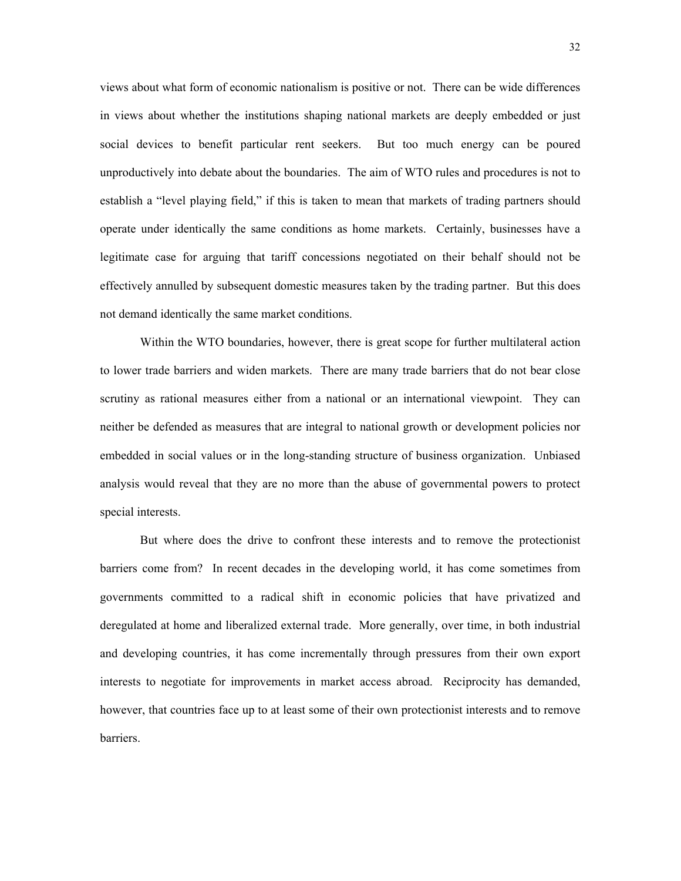views about what form of economic nationalism is positive or not. There can be wide differences in views about whether the institutions shaping national markets are deeply embedded or just social devices to benefit particular rent seekers. But too much energy can be poured unproductively into debate about the boundaries. The aim of WTO rules and procedures is not to establish a "level playing field," if this is taken to mean that markets of trading partners should operate under identically the same conditions as home markets. Certainly, businesses have a legitimate case for arguing that tariff concessions negotiated on their behalf should not be effectively annulled by subsequent domestic measures taken by the trading partner. But this does not demand identically the same market conditions.

Within the WTO boundaries, however, there is great scope for further multilateral action to lower trade barriers and widen markets. There are many trade barriers that do not bear close scrutiny as rational measures either from a national or an international viewpoint. They can neither be defended as measures that are integral to national growth or development policies nor embedded in social values or in the long-standing structure of business organization. Unbiased analysis would reveal that they are no more than the abuse of governmental powers to protect special interests.

But where does the drive to confront these interests and to remove the protectionist barriers come from? In recent decades in the developing world, it has come sometimes from governments committed to a radical shift in economic policies that have privatized and deregulated at home and liberalized external trade. More generally, over time, in both industrial and developing countries, it has come incrementally through pressures from their own export interests to negotiate for improvements in market access abroad. Reciprocity has demanded, however, that countries face up to at least some of their own protectionist interests and to remove barriers.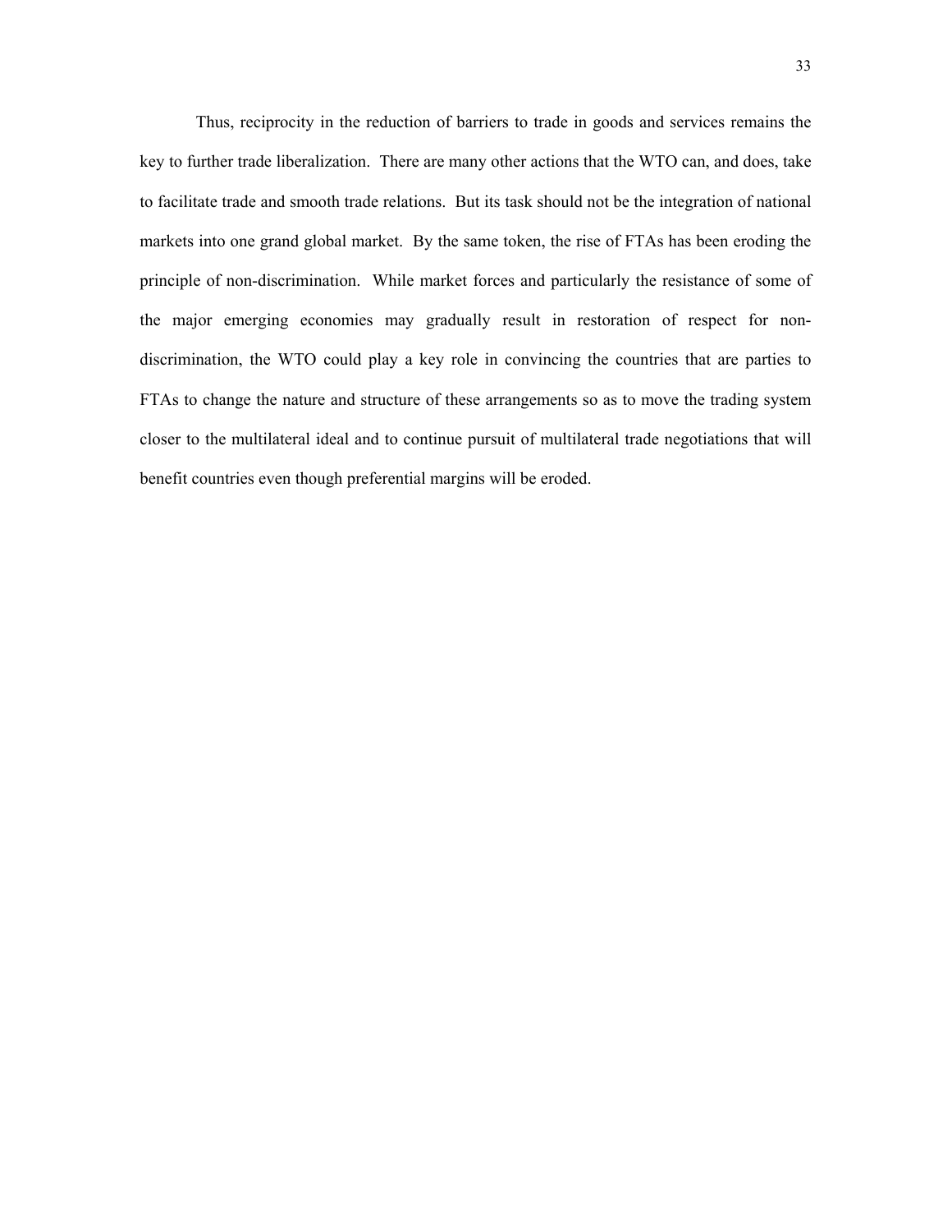Thus, reciprocity in the reduction of barriers to trade in goods and services remains the key to further trade liberalization. There are many other actions that the WTO can, and does, take to facilitate trade and smooth trade relations. But its task should not be the integration of national markets into one grand global market. By the same token, the rise of FTAs has been eroding the principle of non-discrimination. While market forces and particularly the resistance of some of the major emerging economies may gradually result in restoration of respect for non-discrimination, the WTO could play a key role in convincing the countries that are parties to FTAs to change the nature and structure of these arrangements so as to move the trading system closer to the multilateral ideal and to continue pursuit of multilateral trade negotiations that will benefit countries even though preferential margins will be eroded.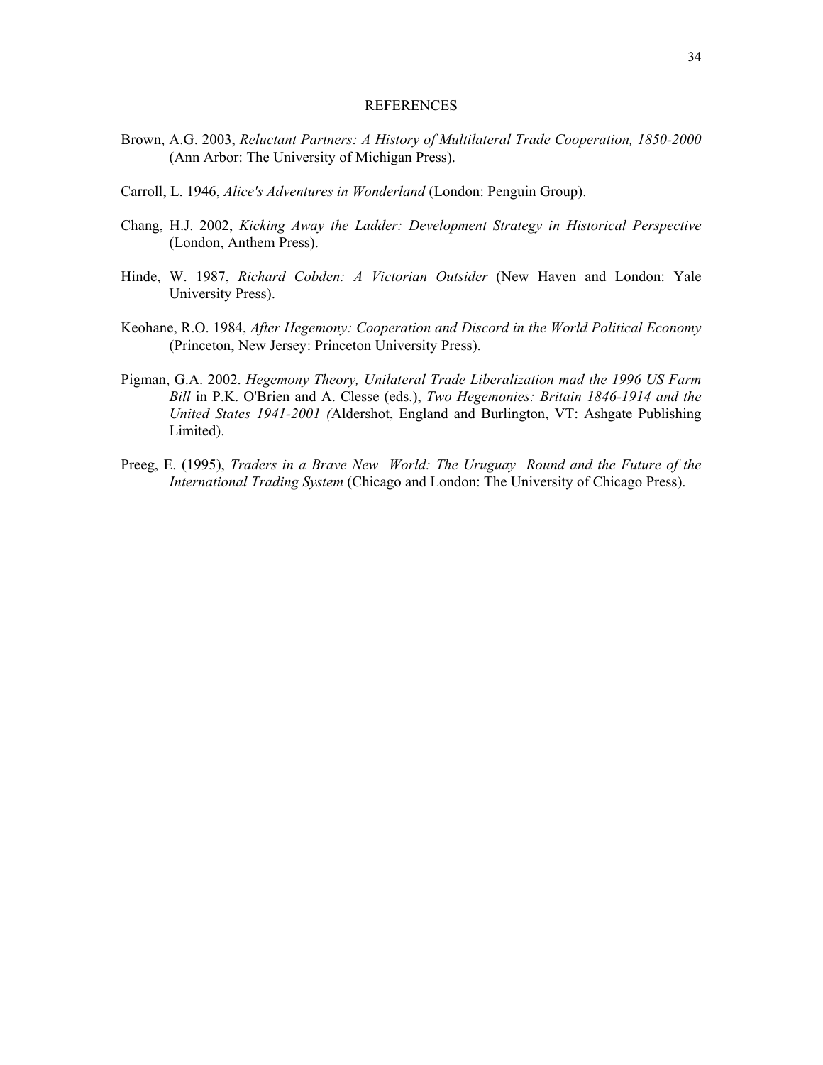# REFERENCES

Brown, A.G. 2003, *Reluctant Partners: A History of Multilateral Trade Cooperation, 1850-2000* (Ann Arbor: The University of Michigan Press).

Carroll, L. 1946, *Alice's Adventures in Wonderland* (London: Penguin Group).

Chang, H.J. 2002, *Kicking Away the Ladder: Development Strategy in Historical Perspective* (London, Anthem Press).

Hinde, W. 1987, *Richard Cobden: A Victorian Outsider* (New Haven and London: Yale University Press).

Keohane, R.O. 1984, *After Hegemony: Cooperation and Discord in the World Political Economy* (Princeton, New Jersey: Princeton University Press).

Pigman, G.A. 2002. *Hegemony Theory, Unilateral Trade Liberalization mad the 1996 US Farm Bill* in P.K. O'Brien and A. Clesse (eds.), *Two Hegemonies: Britain 1846-1914 and the United States 1941-2001 (*Aldershot, England and Burlington, VT: Ashgate Publishing Limited).

Preeg, E. (1995), *Traders in a Brave New World: The Uruguay Round and the Future of the International Trading System* (Chicago and London: The University of Chicago Press).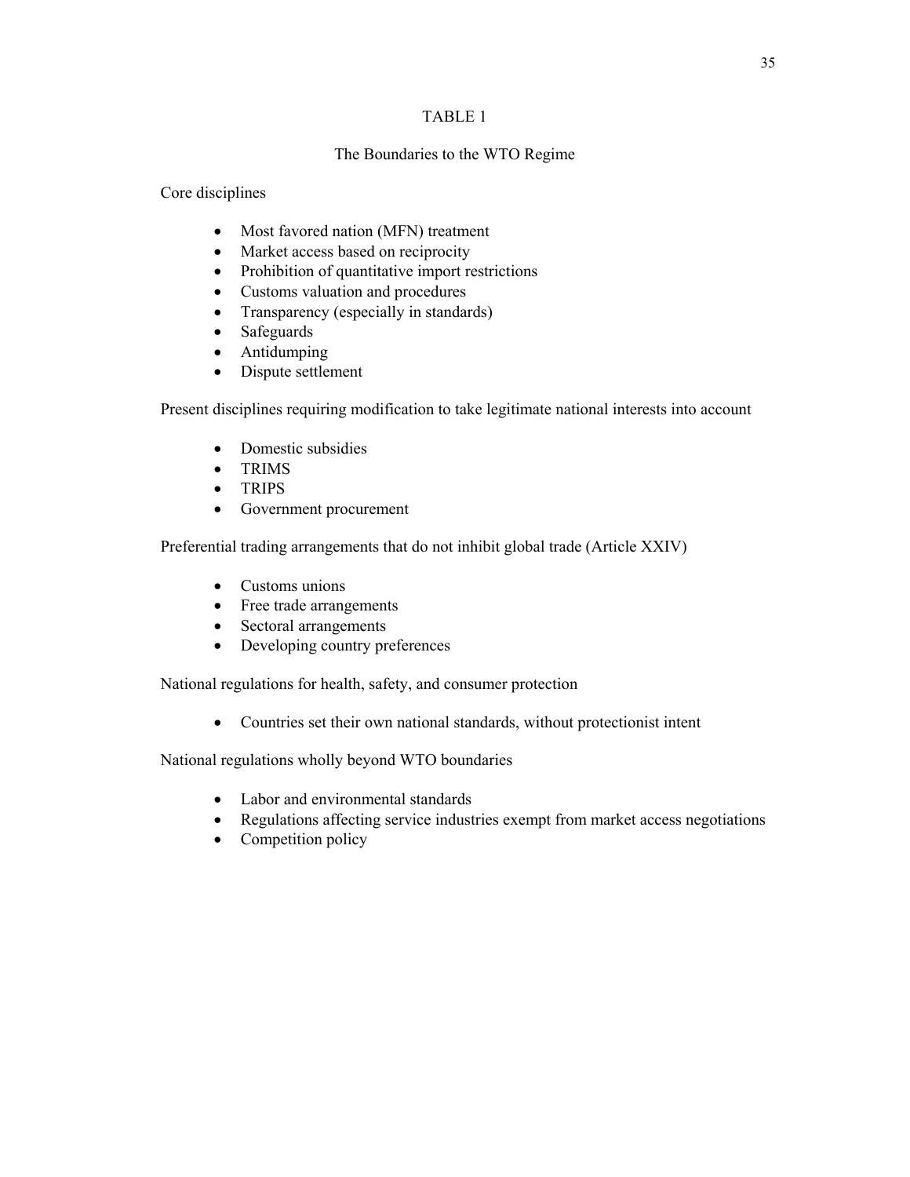TABLE 1

The Boundaries to the WTO Regime

Core disciplines

- Most favored nation (MFN) treatment
- Market access based on reciprocity
- Prohibition of quantitative import restrictions
- Customs valuation and procedures
- Transparency (especially in standards)
- Safeguards
- Antidumping
- Dispute settlement

Present disciplines requiring modification to take legitimate national interests into account

- Domestic subsidies
- TRIMS
- TRIPS
- Government procurement

Preferential trading arrangements that do not inhibit global trade (Article XXIV)

- Customs unions
- Free trade arrangements
- Sectoral arrangements
- Developing country preferences

National regulations for health, safety, and consumer protection

- Countries set their own national standards, without protectionist intent

National regulations wholly beyond WTO boundaries

- Labor and environmental standards
- Regulations affecting service industries exempt from market access negotiations
- Competition policy